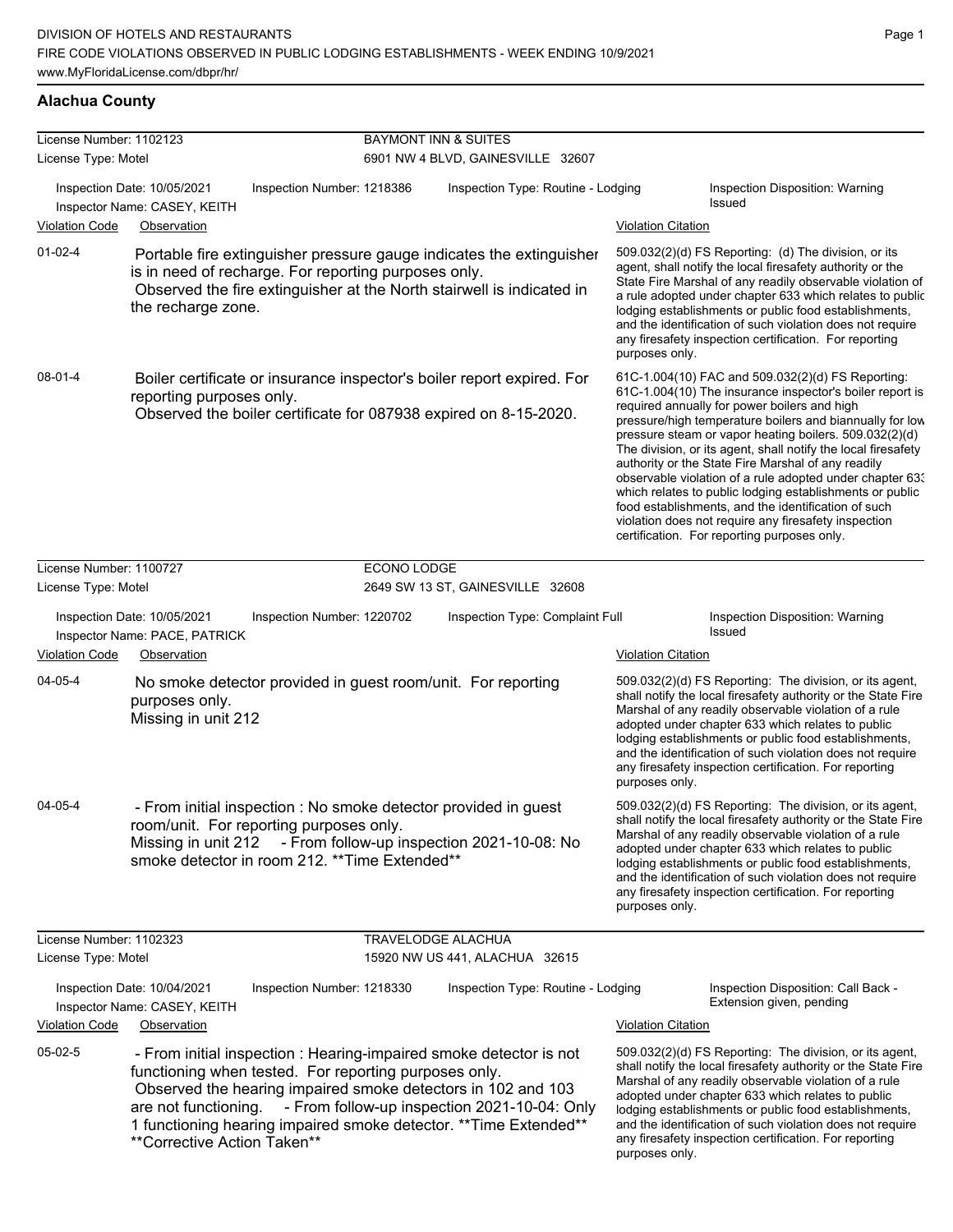DIVISION OF HOTELS AND RESTAURANTS
FIRE CODE VIOLATIONS OBSERVED IN PUBLIC LODGING ESTABLISHMENTS - WEEK ENDING 10/9/2021
www.MyFloridaLicense.com/dbpr/hr/

## Alachua County

**License Number:** 1102123 — **BAYMONT INN & SUITES**
**License Type:** Motel — 6901 NW 4 BLVD, GAINESVILLE 32607

Inspection Date: 10/05/2021 | Inspection Number: 1218386 | Inspection Type: Routine - Lodging | Inspection Disposition: Warning Issued
Inspector Name: CASEY, KEITH

| Violation Code | Observation | Violation Citation |
|---|---|---|
| 01-02-4 | Portable fire extinguisher pressure gauge indicates the extinguisher is in need of recharge. For reporting purposes only. Observed the fire extinguisher at the North stairwell is indicated in the recharge zone. | 509.032(2)(d) FS Reporting: (d) The division, or its agent, shall notify the local firesafety authority or the State Fire Marshal of any readily observable violation of a rule adopted under chapter 633 which relates to public lodging establishments or public food establishments, and the identification of such violation does not require any firesafety inspection certification. For reporting purposes only. |
| 08-01-4 | Boiler certificate or insurance inspector's boiler report expired. For reporting purposes only. Observed the boiler certificate for 087938 expired on 8-15-2020. | 61C-1.004(10) FAC and 509.032(2)(d) FS Reporting: 61C-1.004(10) The insurance inspector's boiler report is required annually for power boilers and high pressure/high temperature boilers and biannually for low pressure steam or vapor heating boilers. 509.032(2)(d) The division, or its agent, shall notify the local firesafety authority or the State Fire Marshal of any readily observable violation of a rule adopted under chapter 633 which relates to public lodging establishments or public food establishments, and the identification of such violation does not require any firesafety inspection certification. For reporting purposes only. |

**License Number:** 1100727 — **ECONO LODGE**
**License Type:** Motel — 2649 SW 13 ST, GAINESVILLE 32608

Inspection Date: 10/05/2021 | Inspection Number: 1220702 | Inspection Type: Complaint Full | Inspection Disposition: Warning Issued
Inspector Name: PACE, PATRICK

| Violation Code | Observation | Violation Citation |
|---|---|---|
| 04-05-4 | No smoke detector provided in guest room/unit. For reporting purposes only. Missing in unit 212 | 509.032(2)(d) FS Reporting: The division, or its agent, shall notify the local firesafety authority or the State Fire Marshal of any readily observable violation of a rule adopted under chapter 633 which relates to public lodging establishments or public food establishments, and the identification of such violation does not require any firesafety inspection certification. For reporting purposes only. |
| 04-05-4 | - From initial inspection : No smoke detector provided in guest room/unit. For reporting purposes only. Missing in unit 212 - From follow-up inspection 2021-10-08: No smoke detector in room 212. **Time Extended** | 509.032(2)(d) FS Reporting: The division, or its agent, shall notify the local firesafety authority or the State Fire Marshal of any readily observable violation of a rule adopted under chapter 633 which relates to public lodging establishments or public food establishments, and the identification of such violation does not require any firesafety inspection certification. For reporting purposes only. |

**License Number:** 1102323 — **TRAVELODGE ALACHUA**
**License Type:** Motel — 15920 NW US 441, ALACHUA 32615

Inspection Date: 10/04/2021 | Inspection Number: 1218330 | Inspection Type: Routine - Lodging | Inspection Disposition: Call Back - Extension given, pending
Inspector Name: CASEY, KEITH

| Violation Code | Observation | Violation Citation |
|---|---|---|
| 05-02-5 | - From initial inspection : Hearing-impaired smoke detector is not functioning when tested. For reporting purposes only. Observed the hearing impaired smoke detectors in 102 and 103 are not functioning. - From follow-up inspection 2021-10-04: Only 1 functioning hearing impaired smoke detector. **Time Extended** **Corrective Action Taken** | 509.032(2)(d) FS Reporting: The division, or its agent, shall notify the local firesafety authority or the State Fire Marshal of any readily observable violation of a rule adopted under chapter 633 which relates to public lodging establishments or public food establishments, and the identification of such violation does not require any firesafety inspection certification. For reporting purposes only. |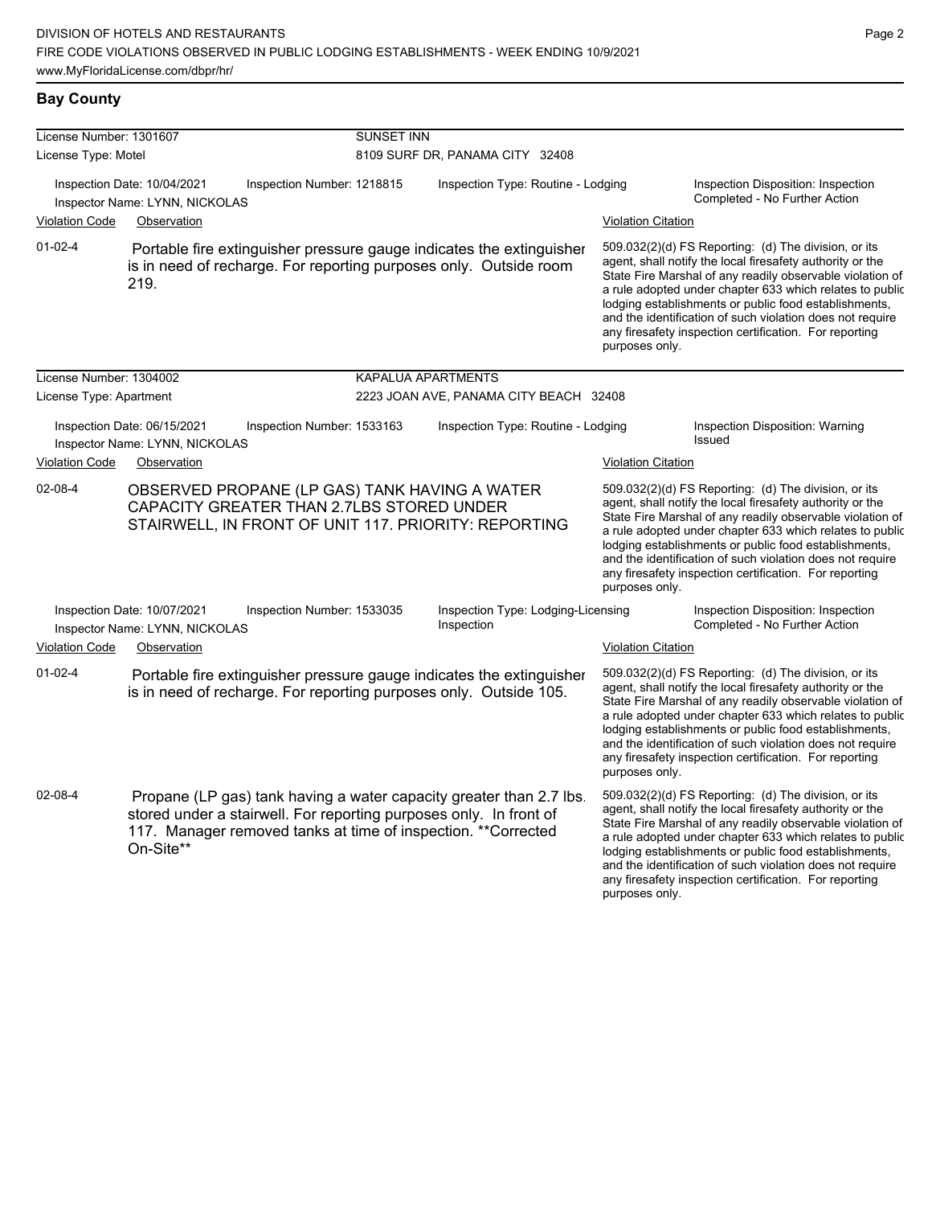## Bay County

| License Number: 1301607 | SUNSET INN | | |
|---|---|---|---|
| License Type: Motel | 8109 SURF DR, PANAMA CITY 32408 | | |

Inspection Date: 10/04/2021 | Inspection Number: 1218815 | Inspection Type: Routine - Lodging | Inspection Disposition: Inspection Completed - No Further Action
Inspector Name: LYNN, NICKOLAS

| Violation Code | Observation | Violation Citation |
|---|---|---|
| 01-02-4 | Portable fire extinguisher pressure gauge indicates the extinguisher is in need of recharge. For reporting purposes only. Outside room 219. | 509.032(2)(d) FS Reporting: (d) The division, or its agent, shall notify the local firesafety authority or the State Fire Marshal of any readily observable violation of a rule adopted under chapter 633 which relates to public lodging establishments or public food establishments, and the identification of such violation does not require any firesafety inspection certification. For reporting purposes only. |

| License Number: 1304002 | KAPALUA APARTMENTS | | |
|---|---|---|---|
| License Type: Apartment | 2223 JOAN AVE, PANAMA CITY BEACH 32408 | | |

Inspection Date: 06/15/2021 | Inspection Number: 1533163 | Inspection Type: Routine - Lodging | Inspection Disposition: Warning Issued
Inspector Name: LYNN, NICKOLAS

| Violation Code | Observation | Violation Citation |
|---|---|---|
| 02-08-4 | OBSERVED PROPANE (LP GAS) TANK HAVING A WATER CAPACITY GREATER THAN 2.7LBS STORED UNDER STAIRWELL, IN FRONT OF UNIT 117. PRIORITY: REPORTING | 509.032(2)(d) FS Reporting: (d) The division, or its agent, shall notify the local firesafety authority or the State Fire Marshal of any readily observable violation of a rule adopted under chapter 633 which relates to public lodging establishments or public food establishments, and the identification of such violation does not require any firesafety inspection certification. For reporting purposes only. |

Inspection Date: 10/07/2021 | Inspection Number: 1533035 | Inspection Type: Lodging-Licensing Inspection | Inspection Disposition: Inspection Completed - No Further Action
Inspector Name: LYNN, NICKOLAS

| Violation Code | Observation | Violation Citation |
|---|---|---|
| 01-02-4 | Portable fire extinguisher pressure gauge indicates the extinguisher is in need of recharge. For reporting purposes only. Outside 105. | 509.032(2)(d) FS Reporting: (d) The division, or its agent, shall notify the local firesafety authority or the State Fire Marshal of any readily observable violation of a rule adopted under chapter 633 which relates to public lodging establishments or public food establishments, and the identification of such violation does not require any firesafety inspection certification. For reporting purposes only. |
| 02-08-4 | Propane (LP gas) tank having a water capacity greater than 2.7 lbs. stored under a stairwell. For reporting purposes only. In front of 117. Manager removed tanks at time of inspection. **Corrected On-Site** | 509.032(2)(d) FS Reporting: (d) The division, or its agent, shall notify the local firesafety authority or the State Fire Marshal of any readily observable violation of a rule adopted under chapter 633 which relates to public lodging establishments or public food establishments, and the identification of such violation does not require any firesafety inspection certification. For reporting purposes only. |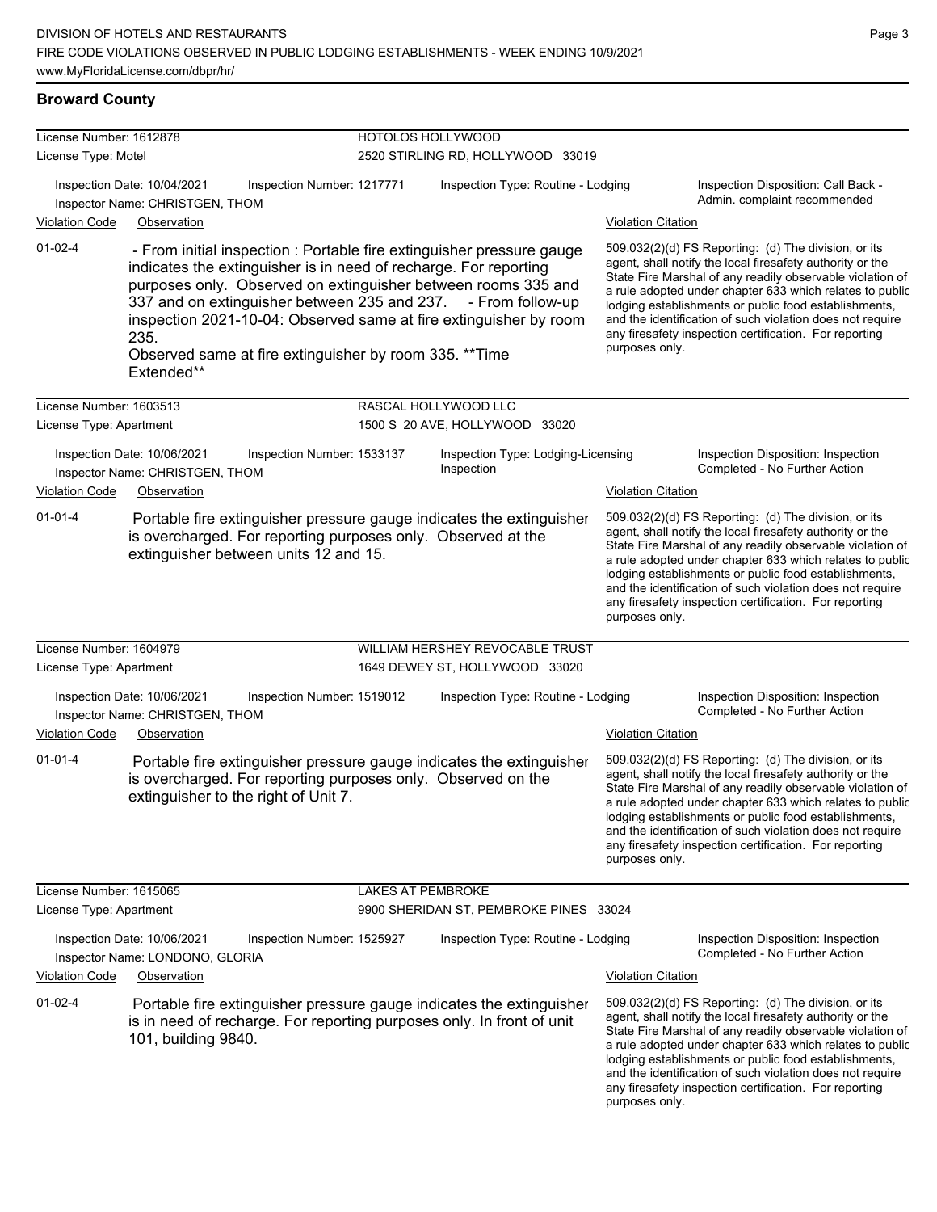## Broward County

**License Number:** 1612878 — **HOTOLOS HOLLYWOOD**
**License Type:** Motel — 2520 STIRLING RD, HOLLYWOOD 33019

Inspection Date: 10/04/2021 | Inspection Number: 1217771 | Inspection Type: Routine - Lodging | Inspection Disposition: Call Back - Admin. complaint recommended
Inspector Name: CHRISTGEN, THOM

| Violation Code | Observation | Violation Citation |
| --- | --- | --- |
| 01-02-4 | - From initial inspection : Portable fire extinguisher pressure gauge indicates the extinguisher is in need of recharge. For reporting purposes only. Observed on extinguisher between rooms 335 and 337 and on extinguisher between 235 and 237. - From follow-up inspection 2021-10-04: Observed same at fire extinguisher by room 235. Observed same at fire extinguisher by room 335. **Time Extended** | 509.032(2)(d) FS Reporting: (d) The division, or its agent, shall notify the local firesafety authority or the State Fire Marshal of any readily observable violation of a rule adopted under chapter 633 which relates to public lodging establishments or public food establishments, and the identification of such violation does not require any firesafety inspection certification. For reporting purposes only. |

**License Number:** 1603513 — **RASCAL HOLLYWOOD LLC**
**License Type:** Apartment — 1500 S 20 AVE, HOLLYWOOD 33020

Inspection Date: 10/06/2021 | Inspection Number: 1533137 | Inspection Type: Lodging-Licensing Inspection | Inspection Disposition: Inspection Completed - No Further Action
Inspector Name: CHRISTGEN, THOM

| Violation Code | Observation | Violation Citation |
| --- | --- | --- |
| 01-01-4 | Portable fire extinguisher pressure gauge indicates the extinguisher is overcharged. For reporting purposes only. Observed at the extinguisher between units 12 and 15. | 509.032(2)(d) FS Reporting: (d) The division, or its agent, shall notify the local firesafety authority or the State Fire Marshal of any readily observable violation of a rule adopted under chapter 633 which relates to public lodging establishments or public food establishments, and the identification of such violation does not require any firesafety inspection certification. For reporting purposes only. |

**License Number:** 1604979 — **WILLIAM HERSHEY REVOCABLE TRUST**
**License Type:** Apartment — 1649 DEWEY ST, HOLLYWOOD 33020

Inspection Date: 10/06/2021 | Inspection Number: 1519012 | Inspection Type: Routine - Lodging | Inspection Disposition: Inspection Completed - No Further Action
Inspector Name: CHRISTGEN, THOM

| Violation Code | Observation | Violation Citation |
| --- | --- | --- |
| 01-01-4 | Portable fire extinguisher pressure gauge indicates the extinguisher is overcharged. For reporting purposes only. Observed on the extinguisher to the right of Unit 7. | 509.032(2)(d) FS Reporting: (d) The division, or its agent, shall notify the local firesafety authority or the State Fire Marshal of any readily observable violation of a rule adopted under chapter 633 which relates to public lodging establishments or public food establishments, and the identification of such violation does not require any firesafety inspection certification. For reporting purposes only. |

**License Number:** 1615065 — **LAKES AT PEMBROKE**
**License Type:** Apartment — 9900 SHERIDAN ST, PEMBROKE PINES 33024

Inspection Date: 10/06/2021 | Inspection Number: 1525927 | Inspection Type: Routine - Lodging | Inspection Disposition: Inspection Completed - No Further Action
Inspector Name: LONDONO, GLORIA

| Violation Code | Observation | Violation Citation |
| --- | --- | --- |
| 01-02-4 | Portable fire extinguisher pressure gauge indicates the extinguisher is in need of recharge. For reporting purposes only. In front of unit 101, building 9840. | 509.032(2)(d) FS Reporting: (d) The division, or its agent, shall notify the local firesafety authority or the State Fire Marshal of any readily observable violation of a rule adopted under chapter 633 which relates to public lodging establishments or public food establishments, and the identification of such violation does not require any firesafety inspection certification. For reporting purposes only. |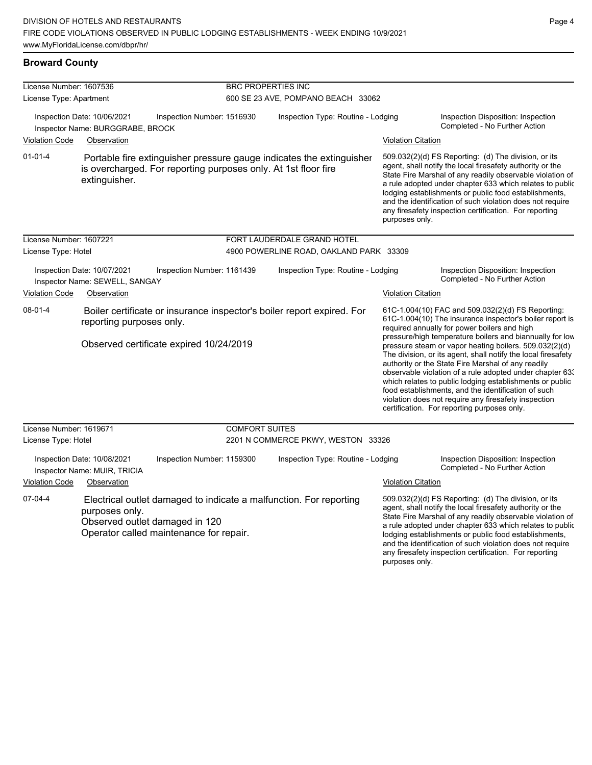## Broward County

| | | | |
|---|---|---|---|
| License Number: 1607536 | | BRC PROPERTIES INC | |
| License Type: Apartment | | 600 SE 23 AVE, POMPANO BEACH 33062 | |
| Inspection Date: 10/06/2021 | Inspection Number: 1516930 | Inspection Type: Routine - Lodging | Inspection Disposition: Inspection Completed - No Further Action |
| Inspector Name: BURGGRABE, BROCK | | | |

| Violation Code | Observation | Violation Citation |
|---|---|---|
| 01-01-4 | Portable fire extinguisher pressure gauge indicates the extinguisher is overcharged. For reporting purposes only. At 1st floor fire extinguisher. | 509.032(2)(d) FS Reporting: (d) The division, or its agent, shall notify the local firesafety authority or the State Fire Marshal of any readily observable violation of a rule adopted under chapter 633 which relates to public lodging establishments or public food establishments, and the identification of such violation does not require any firesafety inspection certification. For reporting purposes only. |

| | | | |
|---|---|---|---|
| License Number: 1607221 | | FORT LAUDERDALE GRAND HOTEL | |
| License Type: Hotel | | 4900 POWERLINE ROAD, OAKLAND PARK 33309 | |
| Inspection Date: 10/07/2021 | Inspection Number: 1161439 | Inspection Type: Routine - Lodging | Inspection Disposition: Inspection Completed - No Further Action |
| Inspector Name: SEWELL, SANGAY | | | |

| Violation Code | Observation | Violation Citation |
|---|---|---|
| 08-01-4 | Boiler certificate or insurance inspector's boiler report expired. For reporting purposes only.<br><br>Observed certificate expired 10/24/2019 | 61C-1.004(10) FAC and 509.032(2)(d) FS Reporting: 61C-1.004(10) The insurance inspector's boiler report is required annually for power boilers and high pressure/high temperature boilers and biannually for low pressure steam or vapor heating boilers. 509.032(2)(d) The division, or its agent, shall notify the local firesafety authority or the State Fire Marshal of any readily observable violation of a rule adopted under chapter 633 which relates to public lodging establishments or public food establishments, and the identification of such violation does not require any firesafety inspection certification. For reporting purposes only. |

| | | | |
|---|---|---|---|
| License Number: 1619671 | | COMFORT SUITES | |
| License Type: Hotel | | 2201 N COMMERCE PKWY, WESTON 33326 | |
| Inspection Date: 10/08/2021 | Inspection Number: 1159300 | Inspection Type: Routine - Lodging | Inspection Disposition: Inspection Completed - No Further Action |
| Inspector Name: MUIR, TRICIA | | | |

| Violation Code | Observation | Violation Citation |
|---|---|---|
| 07-04-4 | Electrical outlet damaged to indicate a malfunction. For reporting purposes only.<br>Observed outlet damaged in 120<br>Operator called maintenance for repair. | 509.032(2)(d) FS Reporting: (d) The division, or its agent, shall notify the local firesafety authority or the State Fire Marshal of any readily observable violation of a rule adopted under chapter 633 which relates to public lodging establishments or public food establishments, and the identification of such violation does not require any firesafety inspection certification. For reporting purposes only. |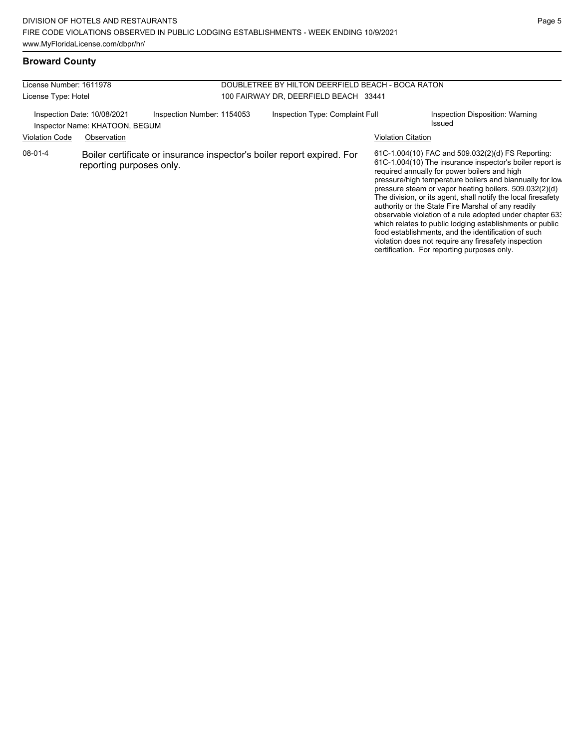## Broward County

License Number: 1611978
License Type: Hotel

DOUBLETREE BY HILTON DEERFIELD BEACH - BOCA RATON
100 FAIRWAY DR, DEERFIELD BEACH 33441

Inspection Date: 10/08/2021
Inspection Number: 1154053
Inspection Type: Complaint Full
Inspection Disposition: Warning Issued
Inspector Name: KHATOON, BEGUM

| Violation Code | Observation | Violation Citation |
| --- | --- | --- |
| 08-01-4 | Boiler certificate or insurance inspector's boiler report expired. For reporting purposes only. | 61C-1.004(10) FAC and 509.032(2)(d) FS Reporting: 61C-1.004(10) The insurance inspector's boiler report is required annually for power boilers and high pressure/high temperature boilers and biannually for low pressure steam or vapor heating boilers. 509.032(2)(d) The division, or its agent, shall notify the local firesafety authority or the State Fire Marshal of any readily observable violation of a rule adopted under chapter 633 which relates to public lodging establishments or public food establishments, and the identification of such violation does not require any firesafety inspection certification. For reporting purposes only. |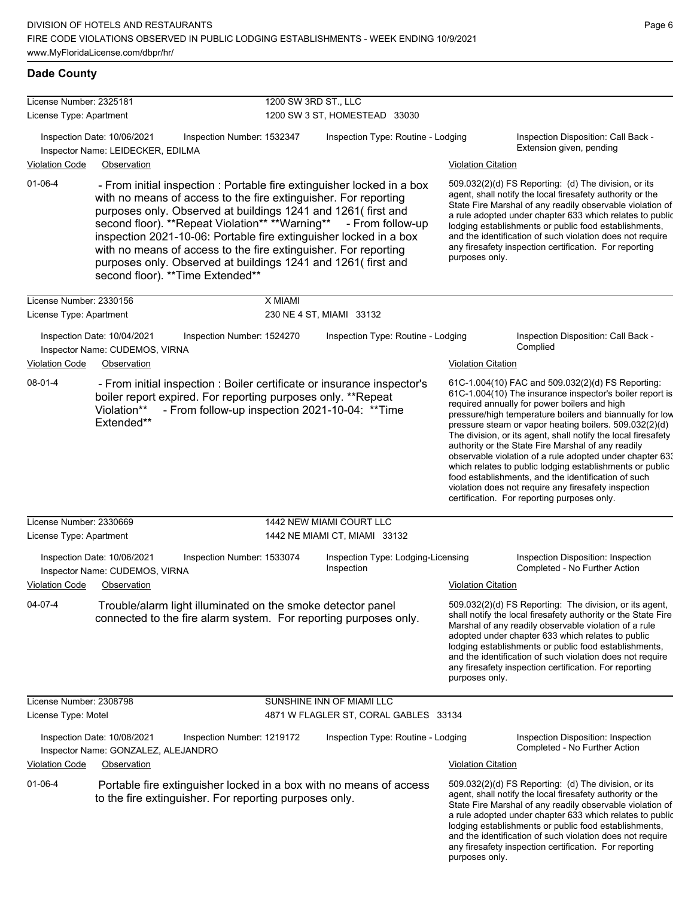## Dade County

**License Number:** 2325181 — 1200 SW 3RD ST., LLC
**License Type:** Apartment — 1200 SW 3 ST, HOMESTEAD 33030

Inspection Date: 10/06/2021 | Inspection Number: 1532347 | Inspection Type: Routine - Lodging | Inspection Disposition: Call Back - Extension given, pending
Inspector Name: LEIDECKER, EDILMA

| Violation Code | Observation | Violation Citation |
| --- | --- | --- |
| 01-06-4 | - From initial inspection : Portable fire extinguisher locked in a box with no means of access to the fire extinguisher. For reporting purposes only. Observed at buildings 1241 and 1261( first and second floor). **Repeat Violation** **Warning** - From follow-up inspection 2021-10-06: Portable fire extinguisher locked in a box with no means of access to the fire extinguisher. For reporting purposes only. Observed at buildings 1241 and 1261( first and second floor). **Time Extended** | 509.032(2)(d) FS Reporting: (d) The division, or its agent, shall notify the local firesafety authority or the State Fire Marshal of any readily observable violation of a rule adopted under chapter 633 which relates to public lodging establishments or public food establishments, and the identification of such violation does not require any firesafety inspection certification. For reporting purposes only. |

**License Number:** 2330156 — X MIAMI
**License Type:** Apartment — 230 NE 4 ST, MIAMI 33132

Inspection Date: 10/04/2021 | Inspection Number: 1524270 | Inspection Type: Routine - Lodging | Inspection Disposition: Call Back - Complied
Inspector Name: CUDEMOS, VIRNA

| Violation Code | Observation | Violation Citation |
| --- | --- | --- |
| 08-01-4 | - From initial inspection : Boiler certificate or insurance inspector's boiler report expired. For reporting purposes only. **Repeat Violation** - From follow-up inspection 2021-10-04: **Time Extended** | 61C-1.004(10) FAC and 509.032(2)(d) FS Reporting: 61C-1.004(10) The insurance inspector's boiler report is required annually for power boilers and high pressure/high temperature boilers and biannually for low pressure steam or vapor heating boilers. 509.032(2)(d) The division, or its agent, shall notify the local firesafety authority or the State Fire Marshal of any readily observable violation of a rule adopted under chapter 633 which relates to public lodging establishments or public food establishments, and the identification of such violation does not require any firesafety inspection certification. For reporting purposes only. |

**License Number:** 2330669 — 1442 NEW MIAMI COURT LLC
**License Type:** Apartment — 1442 NE MIAMI CT, MIAMI 33132

Inspection Date: 10/06/2021 | Inspection Number: 1533074 | Inspection Type: Lodging-Licensing Inspection | Inspection Disposition: Inspection Completed - No Further Action
Inspector Name: CUDEMOS, VIRNA

| Violation Code | Observation | Violation Citation |
| --- | --- | --- |
| 04-07-4 | Trouble/alarm light illuminated on the smoke detector panel connected to the fire alarm system. For reporting purposes only. | 509.032(2)(d) FS Reporting: The division, or its agent, shall notify the local firesafety authority or the State Fire Marshal of any readily observable violation of a rule adopted under chapter 633 which relates to public lodging establishments or public food establishments, and the identification of such violation does not require any firesafety inspection certification. For reporting purposes only. |

**License Number:** 2308798 — SUNSHINE INN OF MIAMI LLC
**License Type:** Motel — 4871 W FLAGLER ST, CORAL GABLES 33134

Inspection Date: 10/08/2021 | Inspection Number: 1219172 | Inspection Type: Routine - Lodging | Inspection Disposition: Inspection Completed - No Further Action
Inspector Name: GONZALEZ, ALEJANDRO

| Violation Code | Observation | Violation Citation |
| --- | --- | --- |
| 01-06-4 | Portable fire extinguisher locked in a box with no means of access to the fire extinguisher. For reporting purposes only. | 509.032(2)(d) FS Reporting: (d) The division, or its agent, shall notify the local firesafety authority or the State Fire Marshal of any readily observable violation of a rule adopted under chapter 633 which relates to public lodging establishments or public food establishments, and the identification of such violation does not require any firesafety inspection certification. For reporting purposes only. |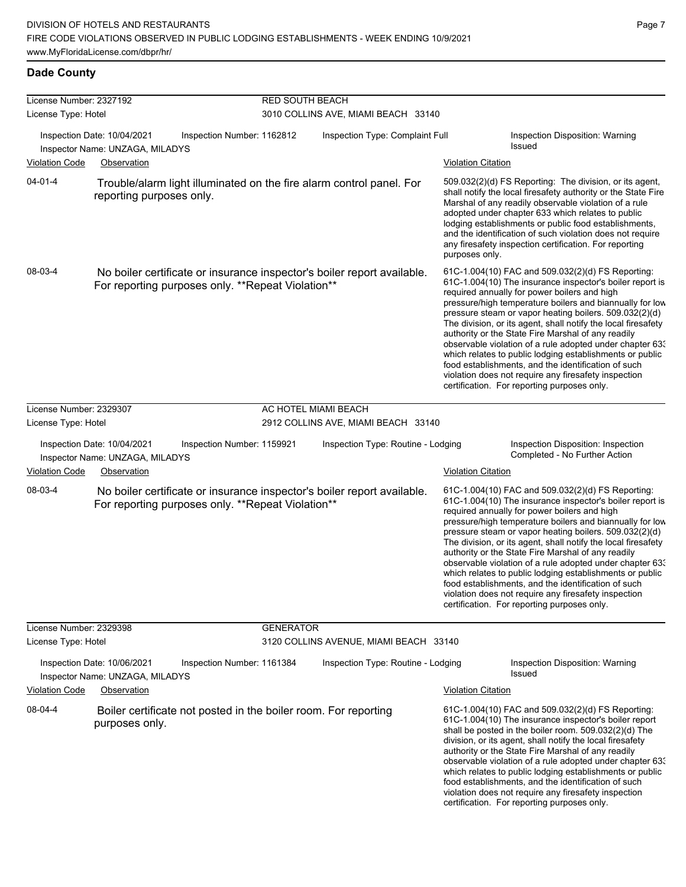## Dade County

**License Number:** 2327192 — **RED SOUTH BEACH**
**License Type:** Hotel — 3010 COLLINS AVE, MIAMI BEACH 33140

Inspection Date: 10/04/2021 | Inspection Number: 1162812 | Inspection Type: Complaint Full | Inspection Disposition: Warning Issued
Inspector Name: UNZAGA, MILADYS

| Violation Code | Observation | Violation Citation |
|---|---|---|
| 04-01-4 | Trouble/alarm light illuminated on the fire alarm control panel. For reporting purposes only. | 509.032(2)(d) FS Reporting: The division, or its agent, shall notify the local firesafety authority or the State Fire Marshal of any readily observable violation of a rule adopted under chapter 633 which relates to public lodging establishments or public food establishments, and the identification of such violation does not require any firesafety inspection certification. For reporting purposes only. |
| 08-03-4 | No boiler certificate or insurance inspector's boiler report available. For reporting purposes only. **Repeat Violation** | 61C-1.004(10) FAC and 509.032(2)(d) FS Reporting: 61C-1.004(10) The insurance inspector's boiler report is required annually for power boilers and high pressure/high temperature boilers and biannually for low pressure steam or vapor heating boilers. 509.032(2)(d) The division, or its agent, shall notify the local firesafety authority or the State Fire Marshal of any readily observable violation of a rule adopted under chapter 633 which relates to public lodging establishments or public food establishments, and the identification of such violation does not require any firesafety inspection certification. For reporting purposes only. |

**License Number:** 2329307 — **AC HOTEL MIAMI BEACH**
**License Type:** Hotel — 2912 COLLINS AVE, MIAMI BEACH 33140

Inspection Date: 10/04/2021 | Inspection Number: 1159921 | Inspection Type: Routine - Lodging | Inspection Disposition: Inspection Completed - No Further Action
Inspector Name: UNZAGA, MILADYS

| Violation Code | Observation | Violation Citation |
|---|---|---|
| 08-03-4 | No boiler certificate or insurance inspector's boiler report available. For reporting purposes only. **Repeat Violation** | 61C-1.004(10) FAC and 509.032(2)(d) FS Reporting: 61C-1.004(10) The insurance inspector's boiler report is required annually for power boilers and high pressure/high temperature boilers and biannually for low pressure steam or vapor heating boilers. 509.032(2)(d) The division, or its agent, shall notify the local firesafety authority or the State Fire Marshal of any readily observable violation of a rule adopted under chapter 633 which relates to public lodging establishments or public food establishments, and the identification of such violation does not require any firesafety inspection certification. For reporting purposes only. |

**License Number:** 2329398 — **GENERATOR**
**License Type:** Hotel — 3120 COLLINS AVENUE, MIAMI BEACH 33140

Inspection Date: 10/06/2021 | Inspection Number: 1161384 | Inspection Type: Routine - Lodging | Inspection Disposition: Warning Issued
Inspector Name: UNZAGA, MILADYS

| Violation Code | Observation | Violation Citation |
|---|---|---|
| 08-04-4 | Boiler certificate not posted in the boiler room. For reporting purposes only. | 61C-1.004(10) FAC and 509.032(2)(d) FS Reporting: 61C-1.004(10) The insurance inspector's boiler report shall be posted in the boiler room. 509.032(2)(d) The division, or its agent, shall notify the local firesafety authority or the State Fire Marshal of any readily observable violation of a rule adopted under chapter 633 which relates to public lodging establishments or public food establishments, and the identification of such violation does not require any firesafety inspection certification. For reporting purposes only. |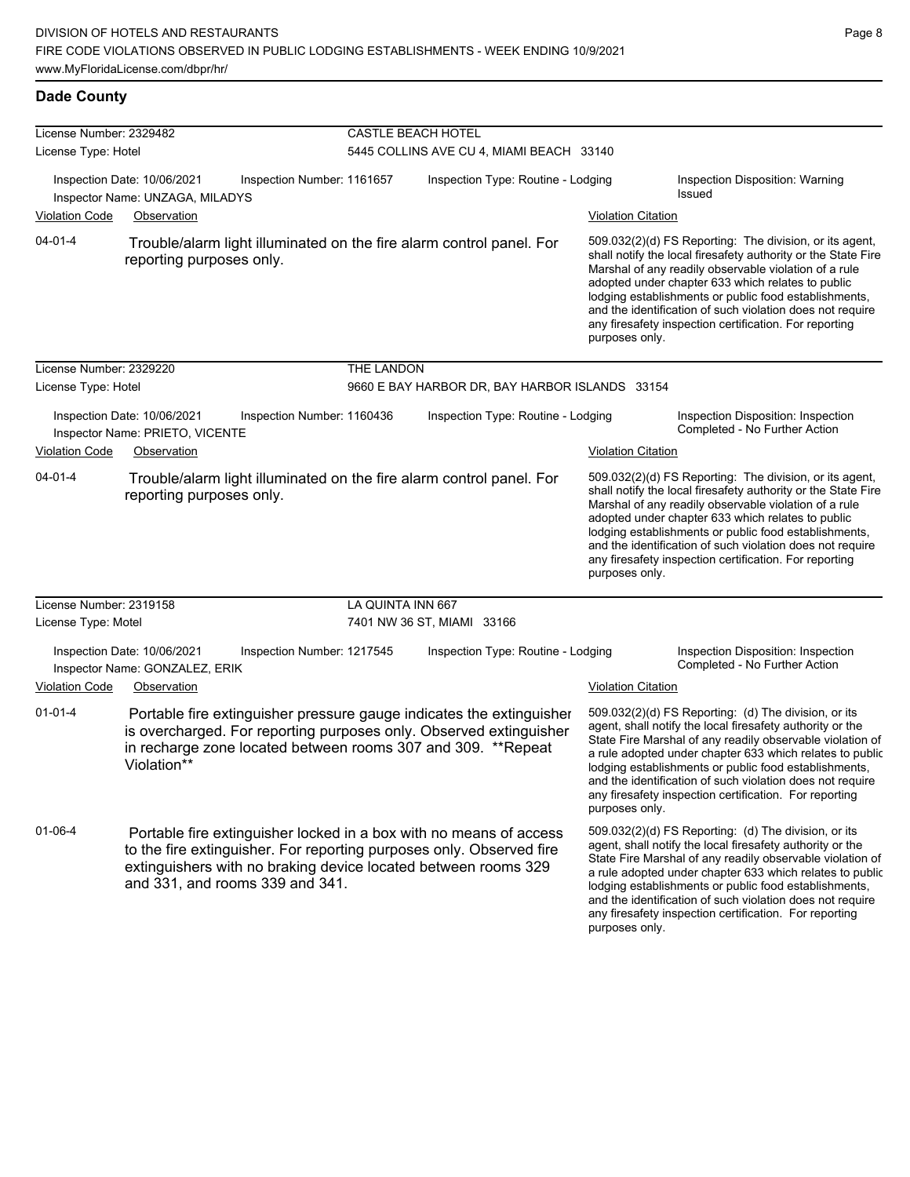## Dade County

**License Number:** 2329482 — **CASTLE BEACH HOTEL**
**License Type:** Hotel — 5445 COLLINS AVE CU 4, MIAMI BEACH 33140

Inspection Date: 10/06/2021 | Inspection Number: 1161657 | Inspection Type: Routine - Lodging | Inspection Disposition: Warning Issued
Inspector Name: UNZAGA, MILADYS

| Violation Code | Observation | Violation Citation |
|---|---|---|
| 04-01-4 | Trouble/alarm light illuminated on the fire alarm control panel. For reporting purposes only. | 509.032(2)(d) FS Reporting: The division, or its agent, shall notify the local firesafety authority or the State Fire Marshal of any readily observable violation of a rule adopted under chapter 633 which relates to public lodging establishments or public food establishments, and the identification of such violation does not require any firesafety inspection certification. For reporting purposes only. |

**License Number:** 2329220 — **THE LANDON**
**License Type:** Hotel — 9660 E BAY HARBOR DR, BAY HARBOR ISLANDS 33154

Inspection Date: 10/06/2021 | Inspection Number: 1160436 | Inspection Type: Routine - Lodging | Inspection Disposition: Inspection Completed - No Further Action
Inspector Name: PRIETO, VICENTE

| Violation Code | Observation | Violation Citation |
|---|---|---|
| 04-01-4 | Trouble/alarm light illuminated on the fire alarm control panel. For reporting purposes only. | 509.032(2)(d) FS Reporting: The division, or its agent, shall notify the local firesafety authority or the State Fire Marshal of any readily observable violation of a rule adopted under chapter 633 which relates to public lodging establishments or public food establishments, and the identification of such violation does not require any firesafety inspection certification. For reporting purposes only. |

**License Number:** 2319158 — **LA QUINTA INN 667**
**License Type:** Motel — 7401 NW 36 ST, MIAMI 33166

Inspection Date: 10/06/2021 | Inspection Number: 1217545 | Inspection Type: Routine - Lodging | Inspection Disposition: Inspection Completed - No Further Action
Inspector Name: GONZALEZ, ERIK

| Violation Code | Observation | Violation Citation |
|---|---|---|
| 01-01-4 | Portable fire extinguisher pressure gauge indicates the extinguisher is overcharged. For reporting purposes only. Observed extinguisher in recharge zone located between rooms 307 and 309. **Repeat Violation** | 509.032(2)(d) FS Reporting: (d) The division, or its agent, shall notify the local firesafety authority or the State Fire Marshal of any readily observable violation of a rule adopted under chapter 633 which relates to public lodging establishments or public food establishments, and the identification of such violation does not require any firesafety inspection certification. For reporting purposes only. |
| 01-06-4 | Portable fire extinguisher locked in a box with no means of access to the fire extinguisher. For reporting purposes only. Observed fire extinguishers with no braking device located between rooms 329 and 331, and rooms 339 and 341. | 509.032(2)(d) FS Reporting: (d) The division, or its agent, shall notify the local firesafety authority or the State Fire Marshal of any readily observable violation of a rule adopted under chapter 633 which relates to public lodging establishments or public food establishments, and the identification of such violation does not require any firesafety inspection certification. For reporting purposes only. |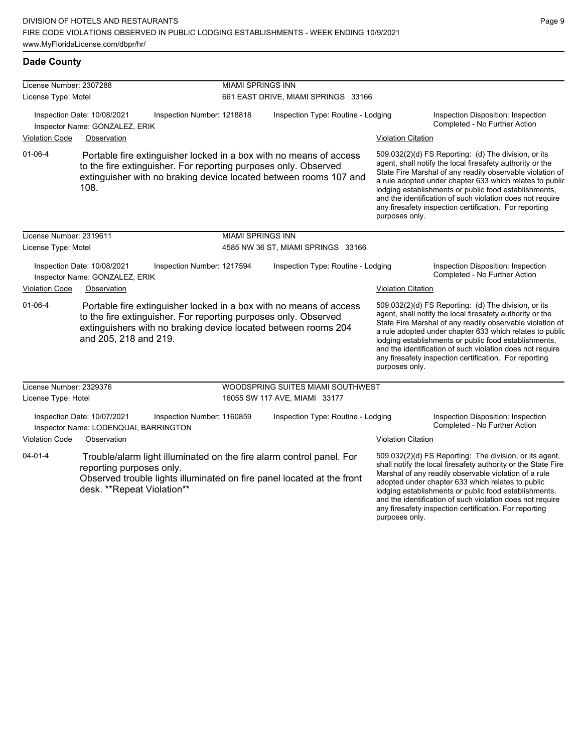## Dade County

| License Number: 2307288 | MIAMI SPRINGS INN | | |
|---|---|---|---|
| License Type: Motel | 661 EAST DRIVE, MIAMI SPRINGS 33166 | | |
| Inspection Date: 10/08/2021 | Inspection Number: 1218818 | Inspection Type: Routine - Lodging | Inspection Disposition: Inspection Completed - No Further Action |
| Inspector Name: GONZALEZ, ERIK | | | |

| Violation Code | Observation | Violation Citation |
|---|---|---|
| 01-06-4 | Portable fire extinguisher locked in a box with no means of access to the fire extinguisher. For reporting purposes only. Observed extinguisher with no braking device located between rooms 107 and 108. | 509.032(2)(d) FS Reporting: (d) The division, or its agent, shall notify the local firesafety authority or the State Fire Marshal of any readily observable violation of a rule adopted under chapter 633 which relates to public lodging establishments or public food establishments, and the identification of such violation does not require any firesafety inspection certification. For reporting purposes only. |

| License Number: 2319611 | MIAMI SPRINGS INN | | |
|---|---|---|---|
| License Type: Motel | 4585 NW 36 ST, MIAMI SPRINGS 33166 | | |
| Inspection Date: 10/08/2021 | Inspection Number: 1217594 | Inspection Type: Routine - Lodging | Inspection Disposition: Inspection Completed - No Further Action |
| Inspector Name: GONZALEZ, ERIK | | | |

| Violation Code | Observation | Violation Citation |
|---|---|---|
| 01-06-4 | Portable fire extinguisher locked in a box with no means of access to the fire extinguisher. For reporting purposes only. Observed extinguishers with no braking device located between rooms 204 and 205, 218 and 219. | 509.032(2)(d) FS Reporting: (d) The division, or its agent, shall notify the local firesafety authority or the State Fire Marshal of any readily observable violation of a rule adopted under chapter 633 which relates to public lodging establishments or public food establishments, and the identification of such violation does not require any firesafety inspection certification. For reporting purposes only. |

| License Number: 2329376 | WOODSPRING SUITES MIAMI SOUTHWEST | | |
|---|---|---|---|
| License Type: Hotel | 16055 SW 117 AVE, MIAMI 33177 | | |
| Inspection Date: 10/07/2021 | Inspection Number: 1160859 | Inspection Type: Routine - Lodging | Inspection Disposition: Inspection Completed - No Further Action |
| Inspector Name: LODENQUAI, BARRINGTON | | | |

| Violation Code | Observation | Violation Citation |
|---|---|---|
| 04-01-4 | Trouble/alarm light illuminated on the fire alarm control panel. For reporting purposes only. Observed trouble lights illuminated on fire panel located at the front desk. **Repeat Violation** | 509.032(2)(d) FS Reporting: The division, or its agent, shall notify the local firesafety authority or the State Fire Marshal of any readily observable violation of a rule adopted under chapter 633 which relates to public lodging establishments or public food establishments, and the identification of such violation does not require any firesafety inspection certification. For reporting purposes only. |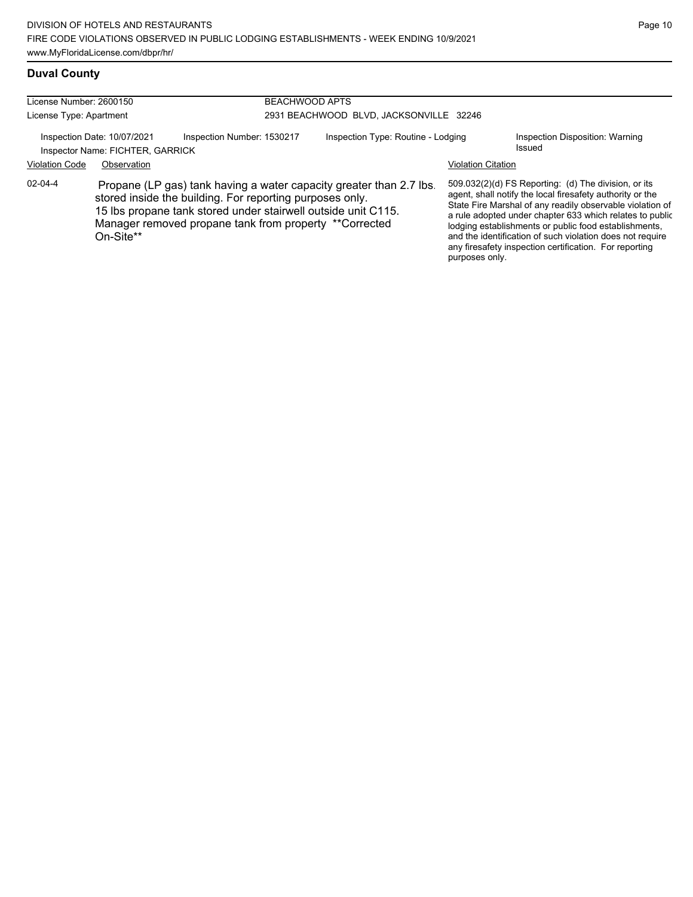## Duval County

| License Number: 2600150 | BEACHWOOD APTS |
|---|---|
| License Type: Apartment | 2931 BEACHWOOD BLVD, JACKSONVILLE 32246 |

Inspection Date: 10/07/2021 | Inspection Number: 1530217 | Inspection Type: Routine - Lodging | Inspection Disposition: Warning Issued

Inspector Name: FICHTER, GARRICK

| Violation Code | Observation | Violation Citation |
|---|---|---|
| 02-04-4 | Propane (LP gas) tank having a water capacity greater than 2.7 lbs. stored inside the building. For reporting purposes only. 15 lbs propane tank stored under stairwell outside unit C115. Manager removed propane tank from property **Corrected On-Site** | 509.032(2)(d) FS Reporting: (d) The division, or its agent, shall notify the local firesafety authority or the State Fire Marshal of any readily observable violation of a rule adopted under chapter 633 which relates to public lodging establishments or public food establishments, and the identification of such violation does not require any firesafety inspection certification. For reporting purposes only. |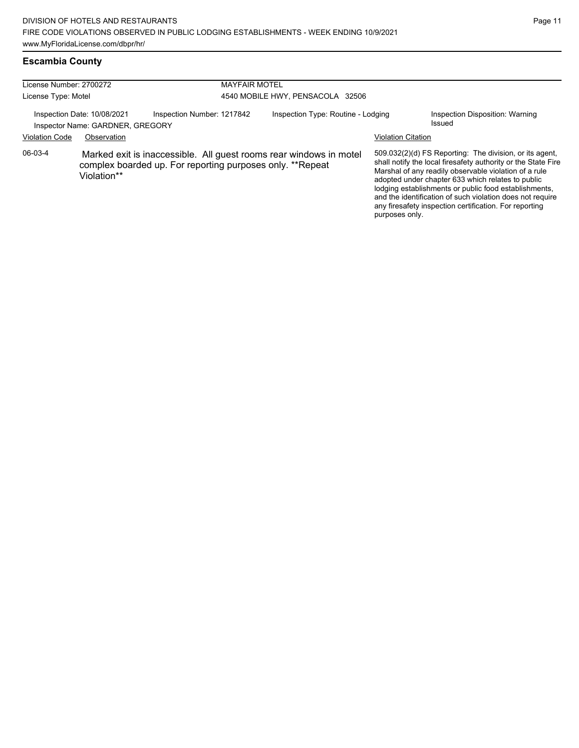## Escambia County

| License Number: 2700272 | MAYFAIR MOTEL |
| --- | --- |
| License Type: Motel | 4540 MOBILE HWY, PENSACOLA 32506 |

Inspection Date: 10/08/2021 | Inspection Number: 1217842 | Inspection Type: Routine - Lodging | Inspection Disposition: Warning Issued

Inspector Name: GARDNER, GREGORY

| Violation Code | Observation | Violation Citation |
| --- | --- | --- |
| 06-03-4 | Marked exit is inaccessible. All guest rooms rear windows in motel complex boarded up. For reporting purposes only. **Repeat Violation** | 509.032(2)(d) FS Reporting: The division, or its agent, shall notify the local firesafety authority or the State Fire Marshal of any readily observable violation of a rule adopted under chapter 633 which relates to public lodging establishments or public food establishments, and the identification of such violation does not require any firesafety inspection certification. For reporting purposes only. |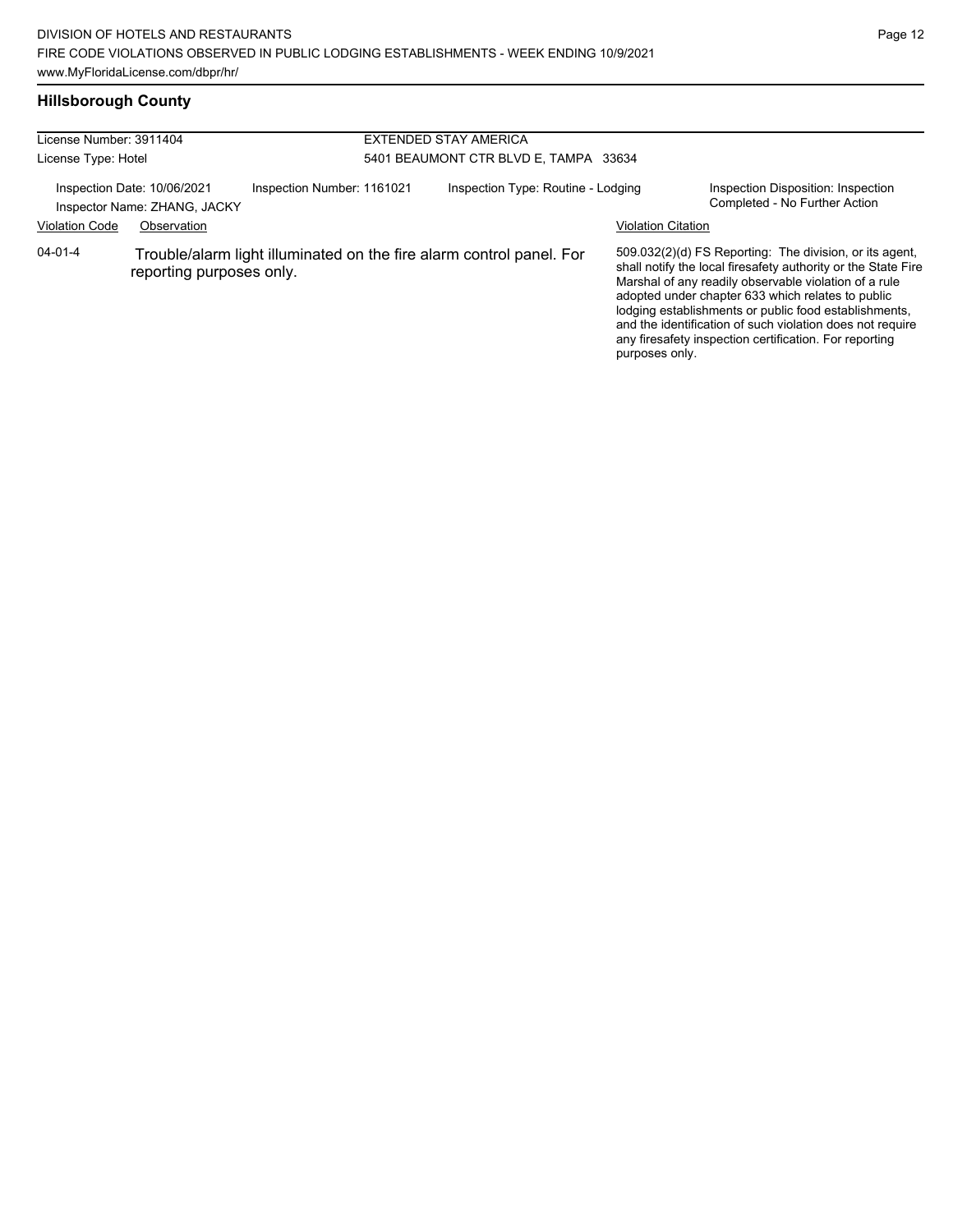## Hillsborough County

| License Number: 3911404 | EXTENDED STAY AMERICA |
| --- | --- |
| License Type: Hotel | 5401 BEAUMONT CTR BLVD E, TAMPA 33634 |

| Inspection Date: 10/06/2021 | Inspection Number: 1161021 | Inspection Type: Routine - Lodging | Inspection Disposition: Inspection Completed - No Further Action |
| --- | --- | --- | --- |
| Inspector Name: ZHANG, JACKY | | | |

| Violation Code | Observation | Violation Citation |
| --- | --- | --- |
| 04-01-4 | Trouble/alarm light illuminated on the fire alarm control panel. For reporting purposes only. | 509.032(2)(d) FS Reporting: The division, or its agent, shall notify the local firesafety authority or the State Fire Marshal of any readily observable violation of a rule adopted under chapter 633 which relates to public lodging establishments or public food establishments, and the identification of such violation does not require any firesafety inspection certification. For reporting purposes only. |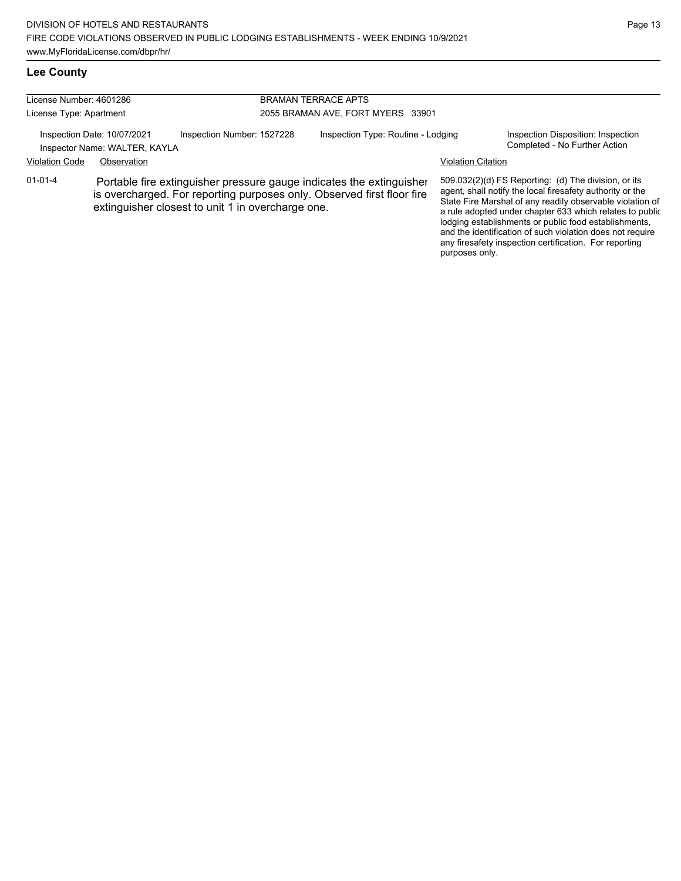## Lee County

| License Number: 4601286 | BRAMAN TERRACE APTS |
|---|---|
| License Type: Apartment | 2055 BRAMAN AVE, FORT MYERS 33901 |

Inspection Date: 10/07/2021 | Inspection Number: 1527228 | Inspection Type: Routine - Lodging | Inspection Disposition: Inspection Completed - No Further Action

Inspector Name: WALTER, KAYLA

| Violation Code | Observation | Violation Citation |
|---|---|---|
| 01-01-4 | Portable fire extinguisher pressure gauge indicates the extinguisher is overcharged. For reporting purposes only. Observed first floor fire extinguisher closest to unit 1 in overcharge one. | 509.032(2)(d) FS Reporting: (d) The division, or its agent, shall notify the local firesafety authority or the State Fire Marshal of any readily observable violation of a rule adopted under chapter 633 which relates to public lodging establishments or public food establishments, and the identification of such violation does not require any firesafety inspection certification. For reporting purposes only. |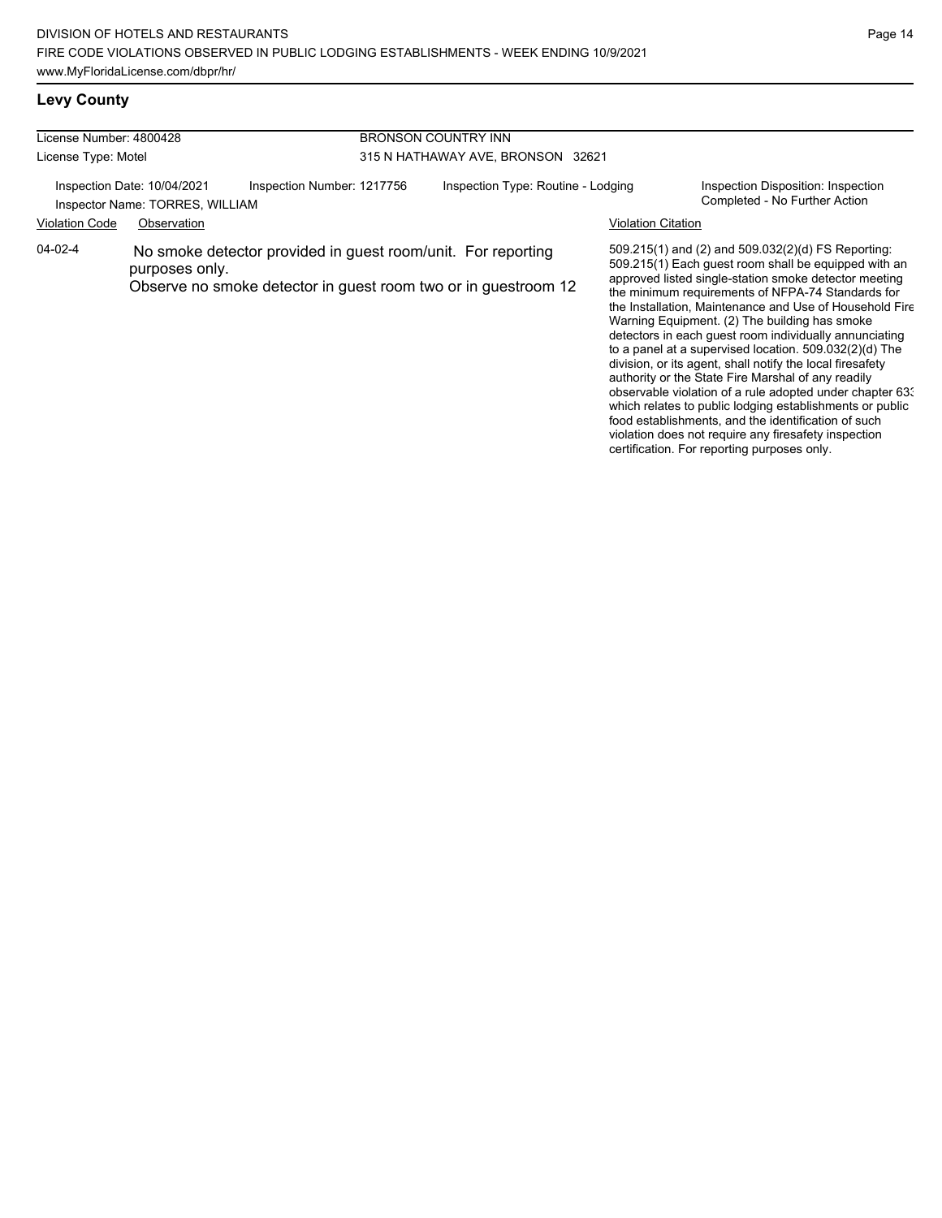## Levy County

| License Number: 4800428 | | BRONSON COUNTRY INN | |
|---|---|---|---|
| License Type: Motel | | 315 N HATHAWAY AVE, BRONSON 32621 | |
| Inspection Date: 10/04/2021 | Inspection Number: 1217756 | Inspection Type: Routine - Lodging | Inspection Disposition: Inspection Completed - No Further Action |
| Inspector Name: TORRES, WILLIAM | | | |

| Violation Code | Observation | Violation Citation |
|---|---|---|
| 04-02-4 | No smoke detector provided in guest room/unit. For reporting purposes only.<br>Observe no smoke detector in guest room two or in guestroom 12 | 509.215(1) and (2) and 509.032(2)(d) FS Reporting: 509.215(1) Each guest room shall be equipped with an approved listed single-station smoke detector meeting the minimum requirements of NFPA-74 Standards for the Installation, Maintenance and Use of Household Fire Warning Equipment. (2) The building has smoke detectors in each guest room individually annunciating to a panel at a supervised location. 509.032(2)(d) The division, or its agent, shall notify the local firesafety authority or the State Fire Marshal of any readily observable violation of a rule adopted under chapter 633 which relates to public lodging establishments or public food establishments, and the identification of such violation does not require any firesafety inspection certification. For reporting purposes only. |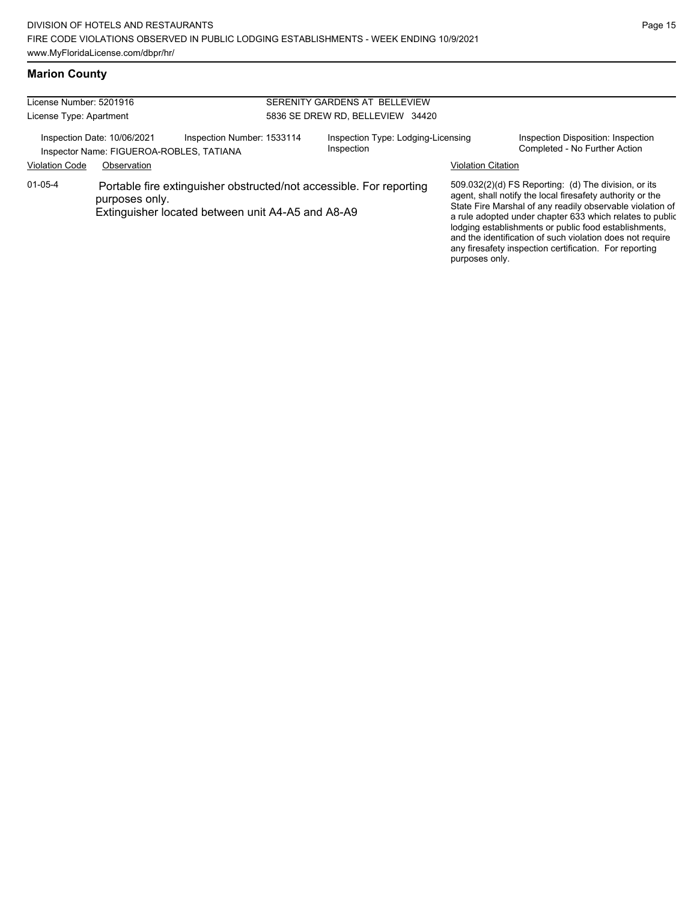## Marion County

License Number: 5201916
License Type: Apartment

SERENITY GARDENS AT BELLEVIEW
5836 SE DREW RD, BELLEVIEW 34420

Inspection Date: 10/06/2021
Inspection Number: 1533114
Inspection Type: Lodging-Licensing Inspection
Inspection Disposition: Inspection Completed - No Further Action
Inspector Name: FIGUEROA-ROBLES, TATIANA

| Violation Code | Observation | Violation Citation |
| --- | --- | --- |
| 01-05-4 | Portable fire extinguisher obstructed/not accessible. For reporting purposes only. Extinguisher located between unit A4-A5 and A8-A9 | 509.032(2)(d) FS Reporting: (d) The division, or its agent, shall notify the local firesafety authority or the State Fire Marshal of any readily observable violation of a rule adopted under chapter 633 which relates to public lodging establishments or public food establishments, and the identification of such violation does not require any firesafety inspection certification. For reporting purposes only. |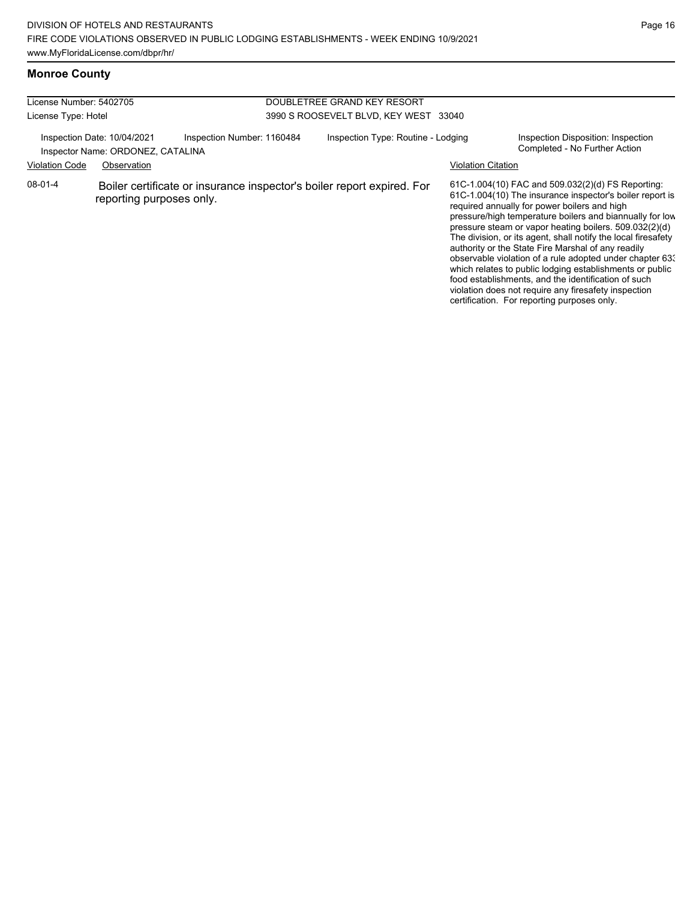## Monroe County

| License Number: 5402705 | DOUBLETREE GRAND KEY RESORT |
|---|---|
| License Type: Hotel | 3990 S ROOSEVELT BLVD, KEY WEST 33040 |

| Inspection Date: 10/04/2021 | Inspection Number: 1160484 | Inspection Type: Routine - Lodging | Inspection Disposition: Inspection Completed - No Further Action |
|---|---|---|---|
| Inspector Name: ORDONEZ, CATALINA | | | |

| Violation Code | Observation | Violation Citation |
|---|---|---|
| 08-01-4 | Boiler certificate or insurance inspector's boiler report expired. For reporting purposes only. | 61C-1.004(10) FAC and 509.032(2)(d) FS Reporting: 61C-1.004(10) The insurance inspector's boiler report is required annually for power boilers and high pressure/high temperature boilers and biannually for low pressure steam or vapor heating boilers. 509.032(2)(d) The division, or its agent, shall notify the local firesafety authority or the State Fire Marshal of any readily observable violation of a rule adopted under chapter 633 which relates to public lodging establishments or public food establishments, and the identification of such violation does not require any firesafety inspection certification. For reporting purposes only. |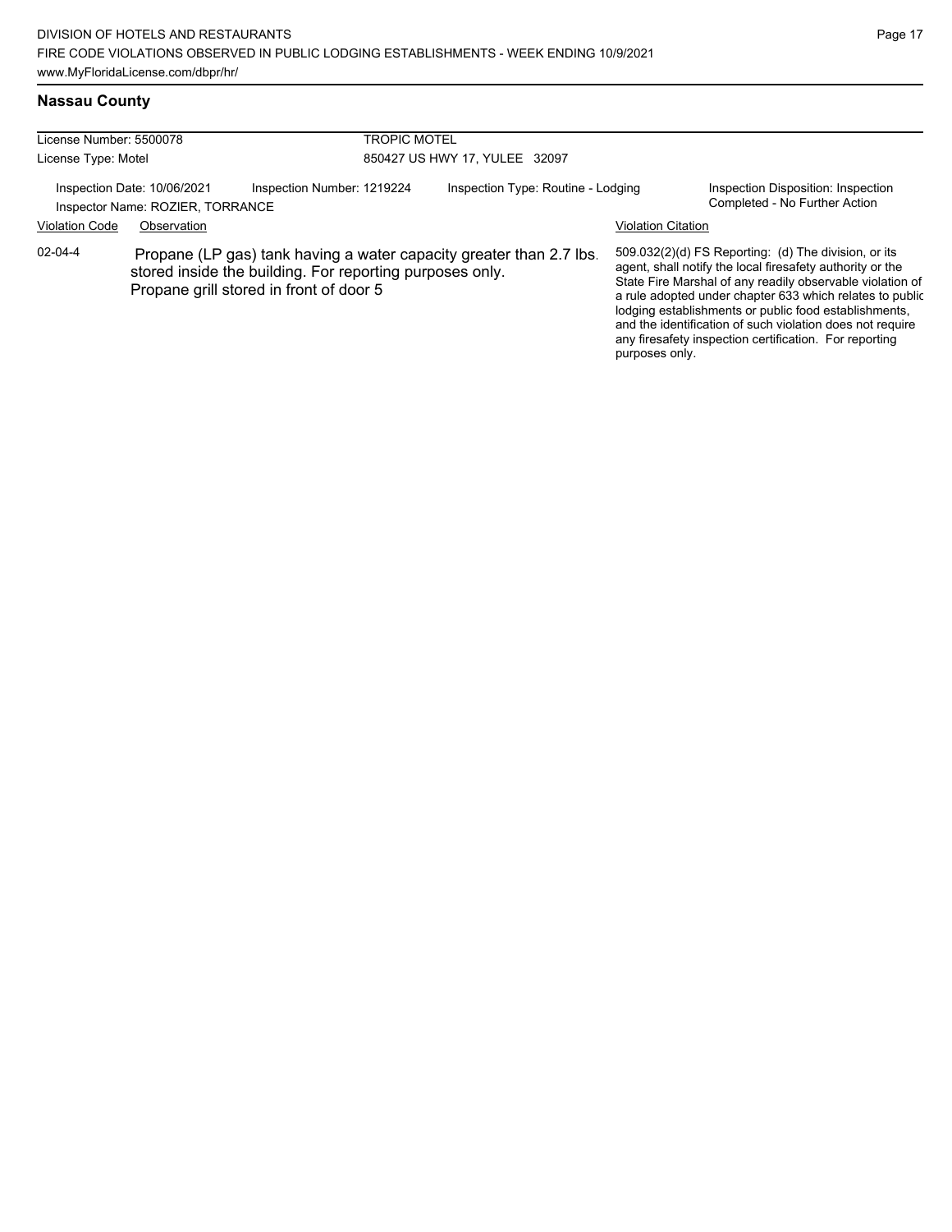## Nassau County

| License Number: 5500078 | TROPIC MOTEL |
|---|---|
| License Type: Motel | 850427 US HWY 17, YULEE 32097 |

Inspection Date: 10/06/2021 | Inspection Number: 1219224 | Inspection Type: Routine - Lodging | Inspection Disposition: Inspection Completed - No Further Action

Inspector Name: ROZIER, TORRANCE

| Violation Code | Observation | Violation Citation |
|---|---|---|
| 02-04-4 | Propane (LP gas) tank having a water capacity greater than 2.7 lbs. stored inside the building. For reporting purposes only. Propane grill stored in front of door 5 | 509.032(2)(d) FS Reporting: (d) The division, or its agent, shall notify the local firesafety authority or the State Fire Marshal of any readily observable violation of a rule adopted under chapter 633 which relates to public lodging establishments or public food establishments, and the identification of such violation does not require any firesafety inspection certification. For reporting purposes only. |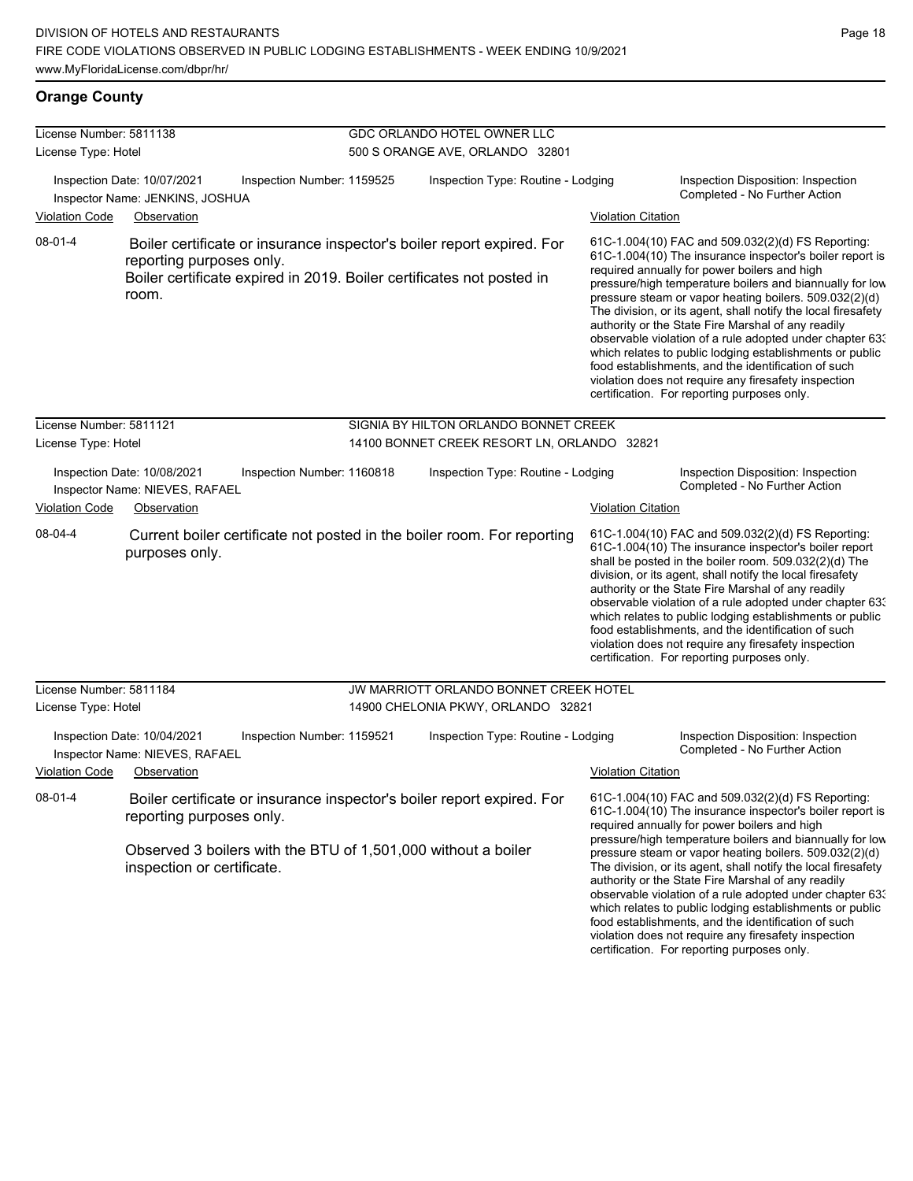## Orange County

License Number: 5811138
License Type: Hotel

GDC ORLANDO HOTEL OWNER LLC
500 S ORANGE AVE, ORLANDO 32801

Inspection Date: 10/07/2021
Inspection Number: 1159525
Inspection Type: Routine - Lodging
Inspection Disposition: Inspection Completed - No Further Action
Inspector Name: JENKINS, JOSHUA

| Violation Code | Observation | Violation Citation |
| --- | --- | --- |
| 08-01-4 | Boiler certificate or insurance inspector's boiler report expired. For reporting purposes only. Boiler certificate expired in 2019. Boiler certificates not posted in room. | 61C-1.004(10) FAC and 509.032(2)(d) FS Reporting: 61C-1.004(10) The insurance inspector's boiler report is required annually for power boilers and high pressure/high temperature boilers and biannually for low pressure steam or vapor heating boilers. 509.032(2)(d) The division, or its agent, shall notify the local firesafety authority or the State Fire Marshal of any readily observable violation of a rule adopted under chapter 633 which relates to public lodging establishments or public food establishments, and the identification of such violation does not require any firesafety inspection certification. For reporting purposes only. |

License Number: 5811121
License Type: Hotel

SIGNIA BY HILTON ORLANDO BONNET CREEK
14100 BONNET CREEK RESORT LN, ORLANDO 32821

Inspection Date: 10/08/2021
Inspection Number: 1160818
Inspection Type: Routine - Lodging
Inspection Disposition: Inspection Completed - No Further Action
Inspector Name: NIEVES, RAFAEL

| Violation Code | Observation | Violation Citation |
| --- | --- | --- |
| 08-04-4 | Current boiler certificate not posted in the boiler room. For reporting purposes only. | 61C-1.004(10) FAC and 509.032(2)(d) FS Reporting: 61C-1.004(10) The insurance inspector's boiler report shall be posted in the boiler room. 509.032(2)(d) The division, or its agent, shall notify the local firesafety authority or the State Fire Marshal of any readily observable violation of a rule adopted under chapter 633 which relates to public lodging establishments or public food establishments, and the identification of such violation does not require any firesafety inspection certification. For reporting purposes only. |

License Number: 5811184
License Type: Hotel

JW MARRIOTT ORLANDO BONNET CREEK HOTEL
14900 CHELONIA PKWY, ORLANDO 32821

Inspection Date: 10/04/2021
Inspection Number: 1159521
Inspection Type: Routine - Lodging
Inspection Disposition: Inspection Completed - No Further Action
Inspector Name: NIEVES, RAFAEL

| Violation Code | Observation | Violation Citation |
| --- | --- | --- |
| 08-01-4 | Boiler certificate or insurance inspector's boiler report expired. For reporting purposes only. Observed 3 boilers with the BTU of 1,501,000 without a boiler inspection or certificate. | 61C-1.004(10) FAC and 509.032(2)(d) FS Reporting: 61C-1.004(10) The insurance inspector's boiler report is required annually for power boilers and high pressure/high temperature boilers and biannually for low pressure steam or vapor heating boilers. 509.032(2)(d) The division, or its agent, shall notify the local firesafety authority or the State Fire Marshal of any readily observable violation of a rule adopted under chapter 633 which relates to public lodging establishments or public food establishments, and the identification of such violation does not require any firesafety inspection certification. For reporting purposes only. |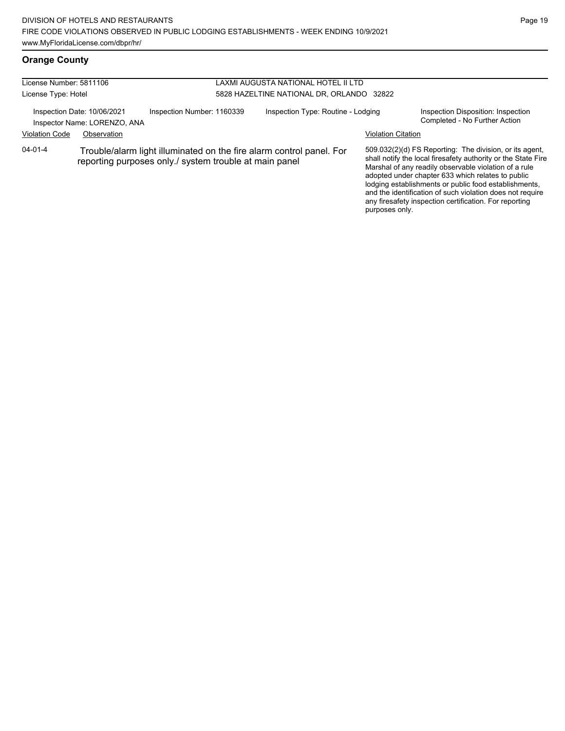## Orange County

License Number: 5811106
License Type: Hotel

LAXMI AUGUSTA NATIONAL HOTEL II LTD
5828 HAZELTINE NATIONAL DR, ORLANDO 32822

Inspection Date: 10/06/2021
Inspector Name: LORENZO, ANA
Inspection Number: 1160339
Inspection Type: Routine - Lodging
Inspection Disposition: Inspection Completed - No Further Action

| Violation Code | Observation | Violation Citation |
| --- | --- | --- |
| 04-01-4 | Trouble/alarm light illuminated on the fire alarm control panel. For reporting purposes only./ system trouble at main panel | 509.032(2)(d) FS Reporting: The division, or its agent, shall notify the local firesafety authority or the State Fire Marshal of any readily observable violation of a rule adopted under chapter 633 which relates to public lodging establishments or public food establishments, and the identification of such violation does not require any firesafety inspection certification. For reporting purposes only. |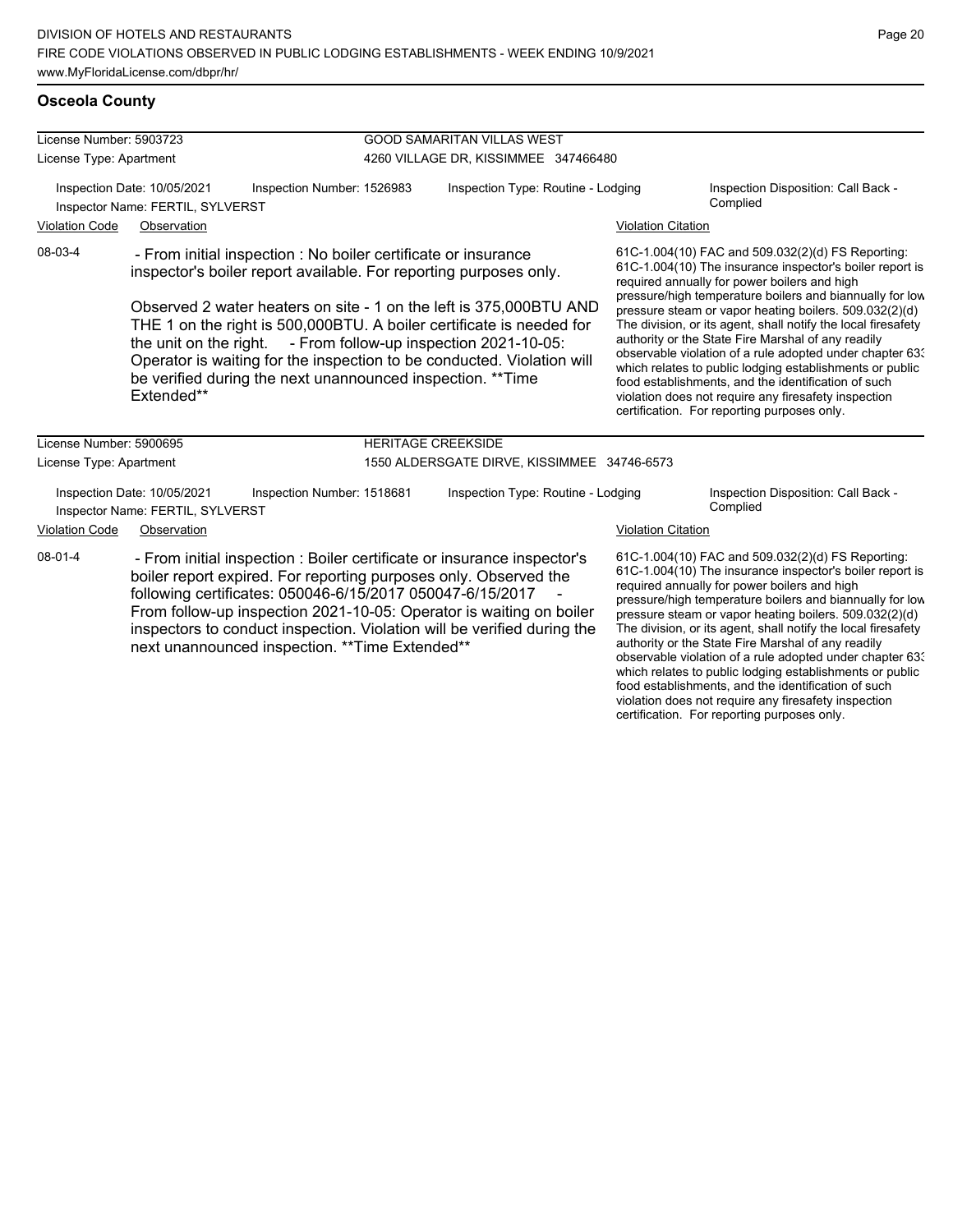## Osceola County

| License Number: 5903723 | | GOOD SAMARITAN VILLAS WEST | |
|---|---|---|---|
| License Type: Apartment | | 4260 VILLAGE DR, KISSIMMEE 347466480 | |
| Inspection Date: 10/05/2021<br>Inspector Name: FERTIL, SYLVERST | Inspection Number: 1526983 | Inspection Type: Routine - Lodging | Inspection Disposition: Call Back - Complied |

| Violation Code | Observation | Violation Citation |
|---|---|---|
| 08-03-4 | - From initial inspection : No boiler certificate or insurance inspector's boiler report available. For reporting purposes only.<br><br>Observed 2 water heaters on site - 1 on the left is 375,000BTU AND THE 1 on the right is 500,000BTU. A boiler certificate is needed for the unit on the right. - From follow-up inspection 2021-10-05: Operator is waiting for the inspection to be conducted. Violation will be verified during the next unannounced inspection. **Time Extended** | 61C-1.004(10) FAC and 509.032(2)(d) FS Reporting: 61C-1.004(10) The insurance inspector's boiler report is required annually for power boilers and high pressure/high temperature boilers and biannually for low pressure steam or vapor heating boilers. 509.032(2)(d) The division, or its agent, shall notify the local firesafety authority or the State Fire Marshal of any readily observable violation of a rule adopted under chapter 633 which relates to public lodging establishments or public food establishments, and the identification of such violation does not require any firesafety inspection certification. For reporting purposes only. |

| License Number: 5900695 | | HERITAGE CREEKSIDE | |
|---|---|---|---|
| License Type: Apartment | | 1550 ALDERSGATE DIRVE, KISSIMMEE 34746-6573 | |
| Inspection Date: 10/05/2021<br>Inspector Name: FERTIL, SYLVERST | Inspection Number: 1518681 | Inspection Type: Routine - Lodging | Inspection Disposition: Call Back - Complied |

| Violation Code | Observation | Violation Citation |
|---|---|---|
| 08-01-4 | - From initial inspection : Boiler certificate or insurance inspector's boiler report expired. For reporting purposes only. Observed the following certificates: 050046-6/15/2017 050047-6/15/2017 - From follow-up inspection 2021-10-05: Operator is waiting on boiler inspectors to conduct inspection. Violation will be verified during the next unannounced inspection. **Time Extended** | 61C-1.004(10) FAC and 509.032(2)(d) FS Reporting: 61C-1.004(10) The insurance inspector's boiler report is required annually for power boilers and high pressure/high temperature boilers and biannually for low pressure steam or vapor heating boilers. 509.032(2)(d) The division, or its agent, shall notify the local firesafety authority or the State Fire Marshal of any readily observable violation of a rule adopted under chapter 633 which relates to public lodging establishments or public food establishments, and the identification of such violation does not require any firesafety inspection certification. For reporting purposes only. |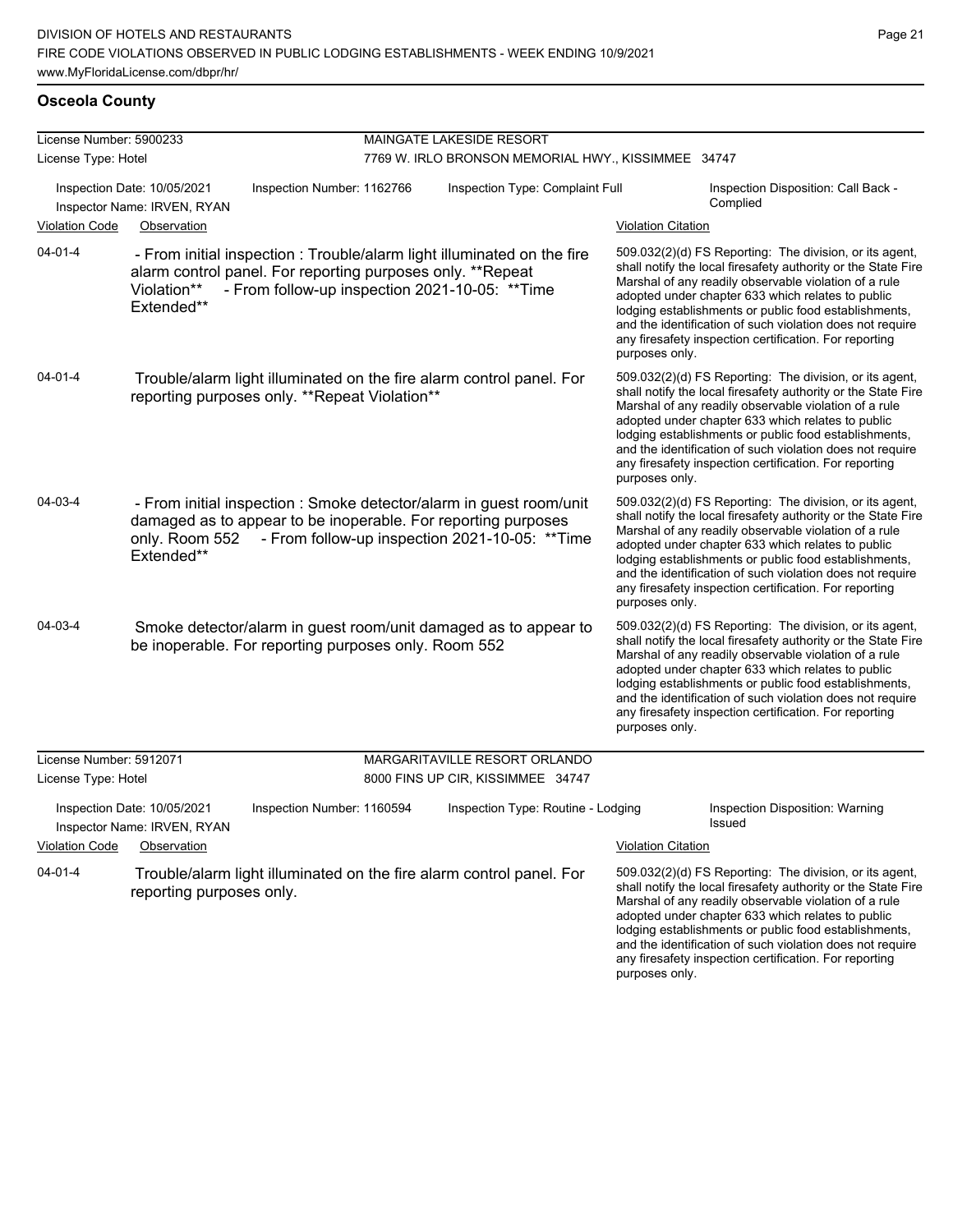## Osceola County

**License Number:** 5900233 — **MAINGATE LAKESIDE RESORT**
**License Type:** Hotel — 7769 W. IRLO BRONSON MEMORIAL HWY., KISSIMMEE 34747

Inspection Date: 10/05/2021 | Inspection Number: 1162766 | Inspection Type: Complaint Full | Inspection Disposition: Call Back - Complied
Inspector Name: IRVEN, RYAN

| Violation Code | Observation | Violation Citation |
|---|---|---|
| 04-01-4 | - From initial inspection : Trouble/alarm light illuminated on the fire alarm control panel. For reporting purposes only. **Repeat Violation** - From follow-up inspection 2021-10-05: **Time Extended** | 509.032(2)(d) FS Reporting: The division, or its agent, shall notify the local firesafety authority or the State Fire Marshal of any readily observable violation of a rule adopted under chapter 633 which relates to public lodging establishments or public food establishments, and the identification of such violation does not require any firesafety inspection certification. For reporting purposes only. |
| 04-01-4 | Trouble/alarm light illuminated on the fire alarm control panel. For reporting purposes only. **Repeat Violation** | 509.032(2)(d) FS Reporting: The division, or its agent, shall notify the local firesafety authority or the State Fire Marshal of any readily observable violation of a rule adopted under chapter 633 which relates to public lodging establishments or public food establishments, and the identification of such violation does not require any firesafety inspection certification. For reporting purposes only. |
| 04-03-4 | - From initial inspection : Smoke detector/alarm in guest room/unit damaged as to appear to be inoperable. For reporting purposes only. Room 552 - From follow-up inspection 2021-10-05: **Time Extended** | 509.032(2)(d) FS Reporting: The division, or its agent, shall notify the local firesafety authority or the State Fire Marshal of any readily observable violation of a rule adopted under chapter 633 which relates to public lodging establishments or public food establishments, and the identification of such violation does not require any firesafety inspection certification. For reporting purposes only. |
| 04-03-4 | Smoke detector/alarm in guest room/unit damaged as to appear to be inoperable. For reporting purposes only. Room 552 | 509.032(2)(d) FS Reporting: The division, or its agent, shall notify the local firesafety authority or the State Fire Marshal of any readily observable violation of a rule adopted under chapter 633 which relates to public lodging establishments or public food establishments, and the identification of such violation does not require any firesafety inspection certification. For reporting purposes only. |

**License Number:** 5912071 — **MARGARITAVILLE RESORT ORLANDO**
**License Type:** Hotel — 8000 FINS UP CIR, KISSIMMEE 34747

Inspection Date: 10/05/2021 | Inspection Number: 1160594 | Inspection Type: Routine - Lodging | Inspection Disposition: Warning Issued
Inspector Name: IRVEN, RYAN

| Violation Code | Observation | Violation Citation |
|---|---|---|
| 04-01-4 | Trouble/alarm light illuminated on the fire alarm control panel. For reporting purposes only. | 509.032(2)(d) FS Reporting: The division, or its agent, shall notify the local firesafety authority or the State Fire Marshal of any readily observable violation of a rule adopted under chapter 633 which relates to public lodging establishments or public food establishments, and the identification of such violation does not require any firesafety inspection certification. For reporting purposes only. |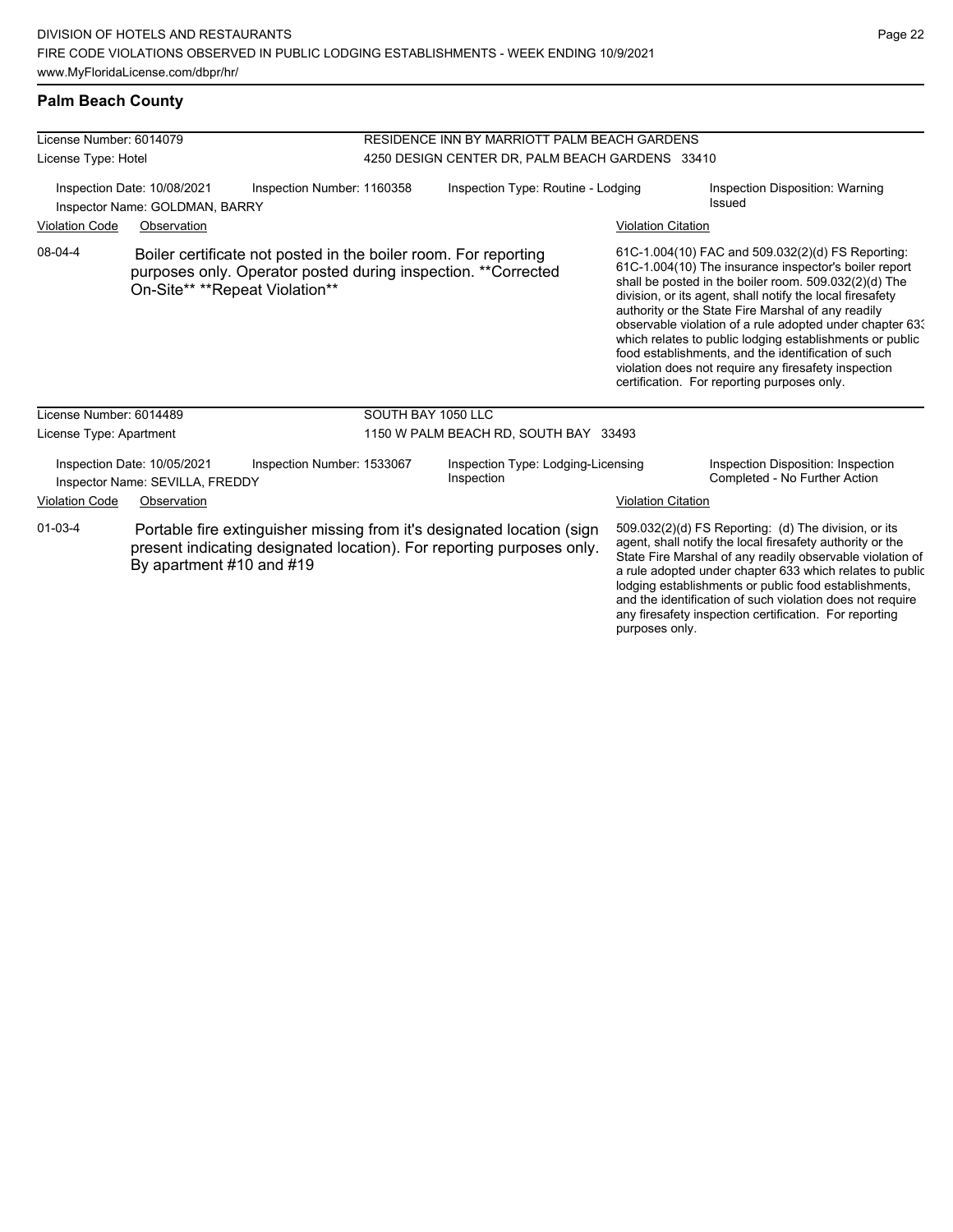## Palm Beach County

License Number: 6014079
License Type: Hotel

RESIDENCE INN BY MARRIOTT PALM BEACH GARDENS
4250 DESIGN CENTER DR, PALM BEACH GARDENS 33410

Inspection Date: 10/08/2021 | Inspection Number: 1160358 | Inspection Type: Routine - Lodging | Inspection Disposition: Warning Issued
Inspector Name: GOLDMAN, BARRY

| Violation Code | Observation | Violation Citation |
|---|---|---|
| 08-04-4 | Boiler certificate not posted in the boiler room. For reporting purposes only. Operator posted during inspection. **Corrected On-Site** **Repeat Violation** | 61C-1.004(10) FAC and 509.032(2)(d) FS Reporting: 61C-1.004(10) The insurance inspector's boiler report shall be posted in the boiler room. 509.032(2)(d) The division, or its agent, shall notify the local firesafety authority or the State Fire Marshal of any readily observable violation of a rule adopted under chapter 633 which relates to public lodging establishments or public food establishments, and the identification of such violation does not require any firesafety inspection certification. For reporting purposes only. |

License Number: 6014489
License Type: Apartment

SOUTH BAY 1050 LLC
1150 W PALM BEACH RD, SOUTH BAY 33493

Inspection Date: 10/05/2021 | Inspection Number: 1533067 | Inspection Type: Lodging-Licensing Inspection | Inspection Disposition: Inspection Completed - No Further Action
Inspector Name: SEVILLA, FREDDY

| Violation Code | Observation | Violation Citation |
|---|---|---|
| 01-03-4 | Portable fire extinguisher missing from it's designated location (sign present indicating designated location). For reporting purposes only. By apartment #10 and #19 | 509.032(2)(d) FS Reporting: (d) The division, or its agent, shall notify the local firesafety authority or the State Fire Marshal of any readily observable violation of a rule adopted under chapter 633 which relates to public lodging establishments or public food establishments, and the identification of such violation does not require any firesafety inspection certification. For reporting purposes only. |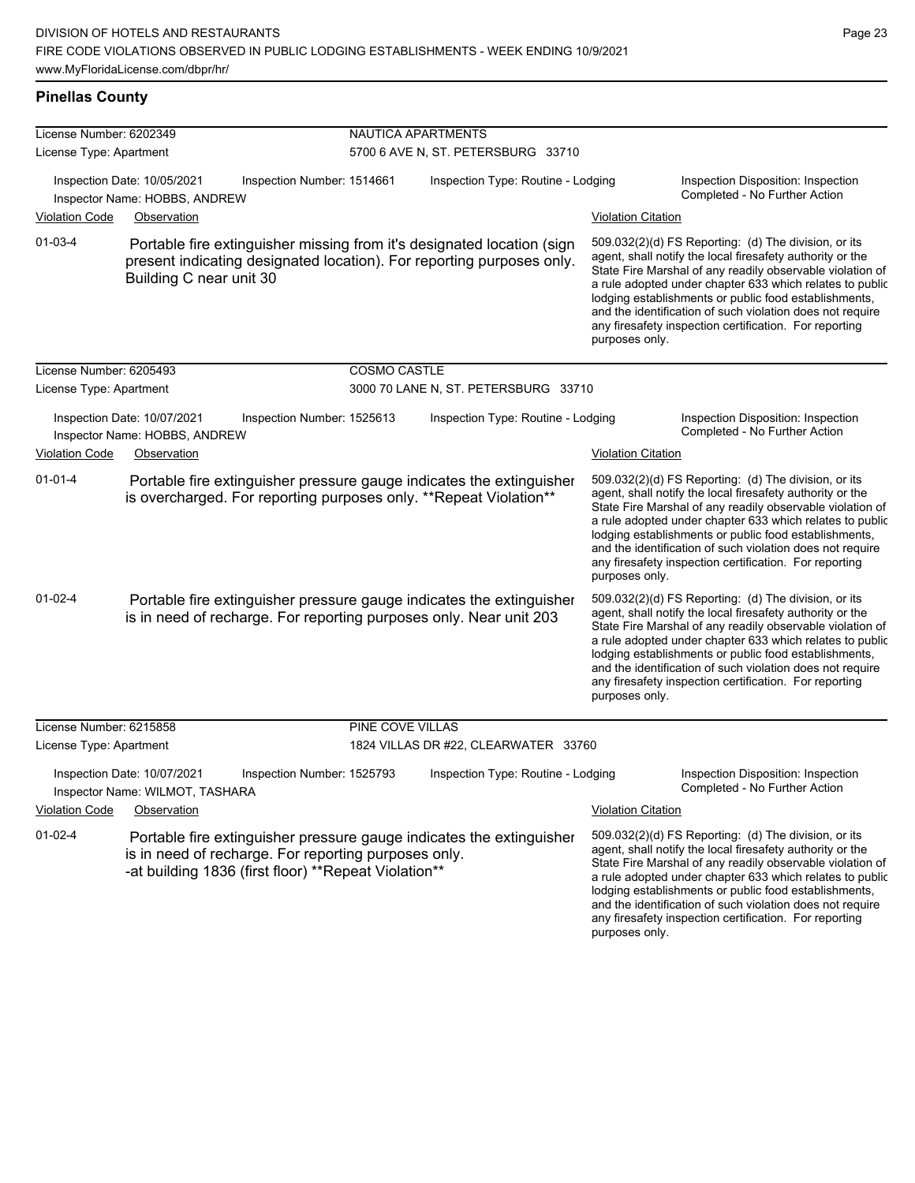## Pinellas County

License Number: 6202349 — **NAUTICA APARTMENTS**
License Type: Apartment — 5700 6 AVE N, ST. PETERSBURG 33710

Inspection Date: 10/05/2021 | Inspection Number: 1514661 | Inspection Type: Routine - Lodging | Inspection Disposition: Inspection Completed - No Further Action
Inspector Name: HOBBS, ANDREW

| Violation Code | Observation | Violation Citation |
|---|---|---|
| 01-03-4 | Portable fire extinguisher missing from it's designated location (sign present indicating designated location). For reporting purposes only. Building C near unit 30 | 509.032(2)(d) FS Reporting: (d) The division, or its agent, shall notify the local firesafety authority or the State Fire Marshal of any readily observable violation of a rule adopted under chapter 633 which relates to public lodging establishments or public food establishments, and the identification of such violation does not require any firesafety inspection certification. For reporting purposes only. |

License Number: 6205493 — **COSMO CASTLE**
License Type: Apartment — 3000 70 LANE N, ST. PETERSBURG 33710

Inspection Date: 10/07/2021 | Inspection Number: 1525613 | Inspection Type: Routine - Lodging | Inspection Disposition: Inspection Completed - No Further Action
Inspector Name: HOBBS, ANDREW

| Violation Code | Observation | Violation Citation |
|---|---|---|
| 01-01-4 | Portable fire extinguisher pressure gauge indicates the extinguisher is overcharged. For reporting purposes only. **Repeat Violation** | 509.032(2)(d) FS Reporting: (d) The division, or its agent, shall notify the local firesafety authority or the State Fire Marshal of any readily observable violation of a rule adopted under chapter 633 which relates to public lodging establishments or public food establishments, and the identification of such violation does not require any firesafety inspection certification. For reporting purposes only. |
| 01-02-4 | Portable fire extinguisher pressure gauge indicates the extinguisher is in need of recharge. For reporting purposes only. Near unit 203 | 509.032(2)(d) FS Reporting: (d) The division, or its agent, shall notify the local firesafety authority or the State Fire Marshal of any readily observable violation of a rule adopted under chapter 633 which relates to public lodging establishments or public food establishments, and the identification of such violation does not require any firesafety inspection certification. For reporting purposes only. |

License Number: 6215858 — **PINE COVE VILLAS**
License Type: Apartment — 1824 VILLAS DR #22, CLEARWATER 33760

Inspection Date: 10/07/2021 | Inspection Number: 1525793 | Inspection Type: Routine - Lodging | Inspection Disposition: Inspection Completed - No Further Action
Inspector Name: WILMOT, TASHARA

| Violation Code | Observation | Violation Citation |
|---|---|---|
| 01-02-4 | Portable fire extinguisher pressure gauge indicates the extinguisher is in need of recharge. For reporting purposes only. -at building 1836 (first floor) **Repeat Violation** | 509.032(2)(d) FS Reporting: (d) The division, or its agent, shall notify the local firesafety authority or the State Fire Marshal of any readily observable violation of a rule adopted under chapter 633 which relates to public lodging establishments or public food establishments, and the identification of such violation does not require any firesafety inspection certification. For reporting purposes only. |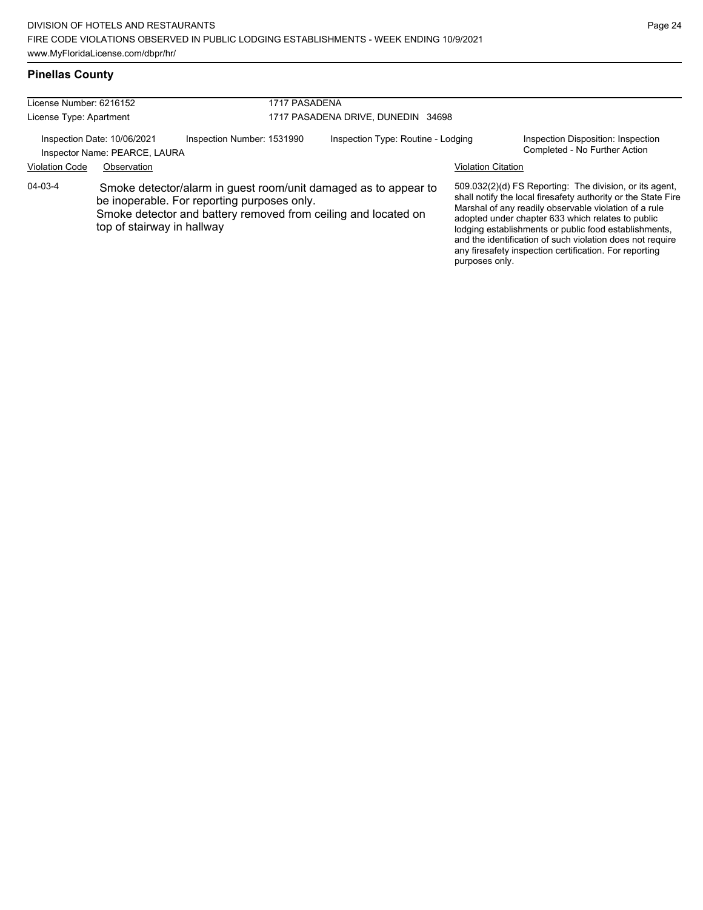## Pinellas County

| License Number: 6216152 | 1717 PASADENA |
|---|---|
| License Type: Apartment | 1717 PASADENA DRIVE, DUNEDIN 34698 |

Inspection Date: 10/06/2021 | Inspection Number: 1531990 | Inspection Type: Routine - Lodging | Inspection Disposition: Inspection Completed - No Further Action

Inspector Name: PEARCE, LAURA

| Violation Code | Observation | Violation Citation |
|---|---|---|
| 04-03-4 | Smoke detector/alarm in guest room/unit damaged as to appear to be inoperable. For reporting purposes only. Smoke detector and battery removed from ceiling and located on top of stairway in hallway | 509.032(2)(d) FS Reporting: The division, or its agent, shall notify the local firesafety authority or the State Fire Marshal of any readily observable violation of a rule adopted under chapter 633 which relates to public lodging establishments or public food establishments, and the identification of such violation does not require any firesafety inspection certification. For reporting purposes only. |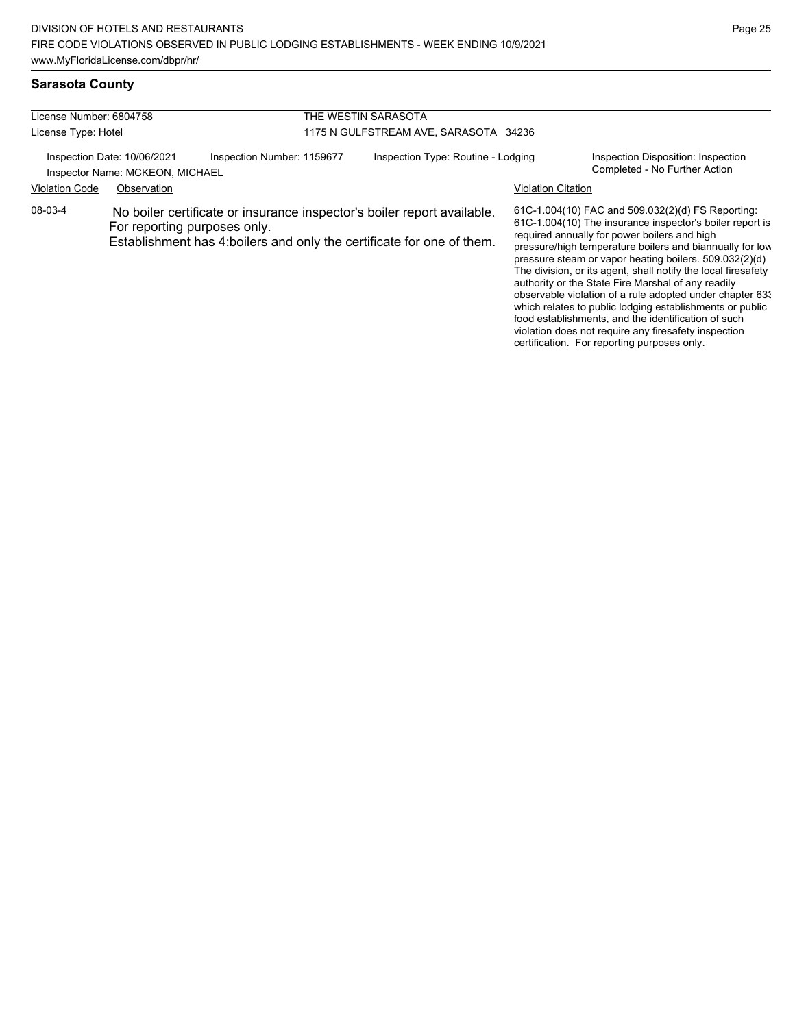## Sarasota County

License Number: 6804758
License Type: Hotel

THE WESTIN SARASOTA
1175 N GULFSTREAM AVE, SARASOTA 34236

Inspection Date: 10/06/2021
Inspection Number: 1159677
Inspection Type: Routine - Lodging
Inspection Disposition: Inspection Completed - No Further Action
Inspector Name: MCKEON, MICHAEL

| Violation Code | Observation | Violation Citation |
|---|---|---|
| 08-03-4 | No boiler certificate or insurance inspector's boiler report available. For reporting purposes only. Establishment has 4:boilers and only the certificate for one of them. | 61C-1.004(10) FAC and 509.032(2)(d) FS Reporting: 61C-1.004(10) The insurance inspector's boiler report is required annually for power boilers and high pressure/high temperature boilers and biannually for low pressure steam or vapor heating boilers. 509.032(2)(d) The division, or its agent, shall notify the local firesafety authority or the State Fire Marshal of any readily observable violation of a rule adopted under chapter 633 which relates to public lodging establishments or public food establishments, and the identification of such violation does not require any firesafety inspection certification. For reporting purposes only. |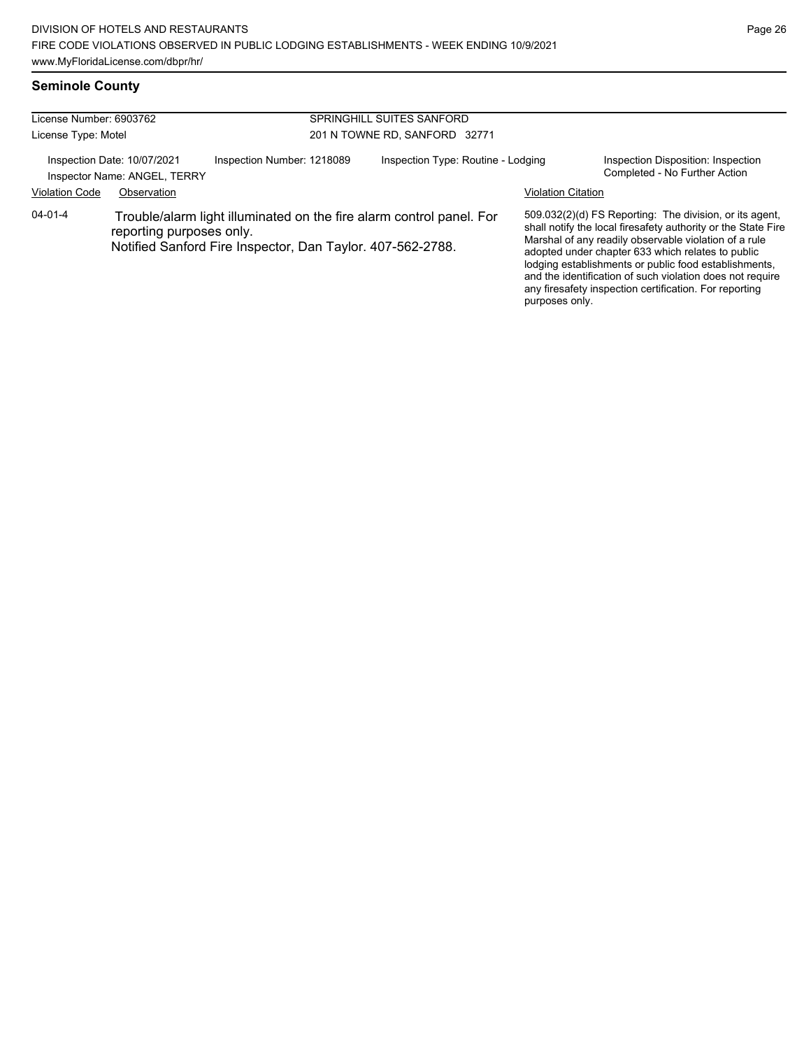## Seminole County

| License Number: 6903762 | SPRINGHILL SUITES SANFORD |
|---|---|
| License Type: Motel | 201 N TOWNE RD, SANFORD 32771 |

| Inspection Date: 10/07/2021 | Inspection Number: 1218089 | Inspection Type: Routine - Lodging | Inspection Disposition: Inspection Completed - No Further Action |
|---|---|---|---|
| Inspector Name: ANGEL, TERRY | | | |

| Violation Code | Observation | Violation Citation |
|---|---|---|
| 04-01-4 | Trouble/alarm light illuminated on the fire alarm control panel. For reporting purposes only.<br>Notified Sanford Fire Inspector, Dan Taylor. 407-562-2788. | 509.032(2)(d) FS Reporting: The division, or its agent, shall notify the local firesafety authority or the State Fire Marshal of any readily observable violation of a rule adopted under chapter 633 which relates to public lodging establishments or public food establishments, and the identification of such violation does not require any firesafety inspection certification. For reporting purposes only. |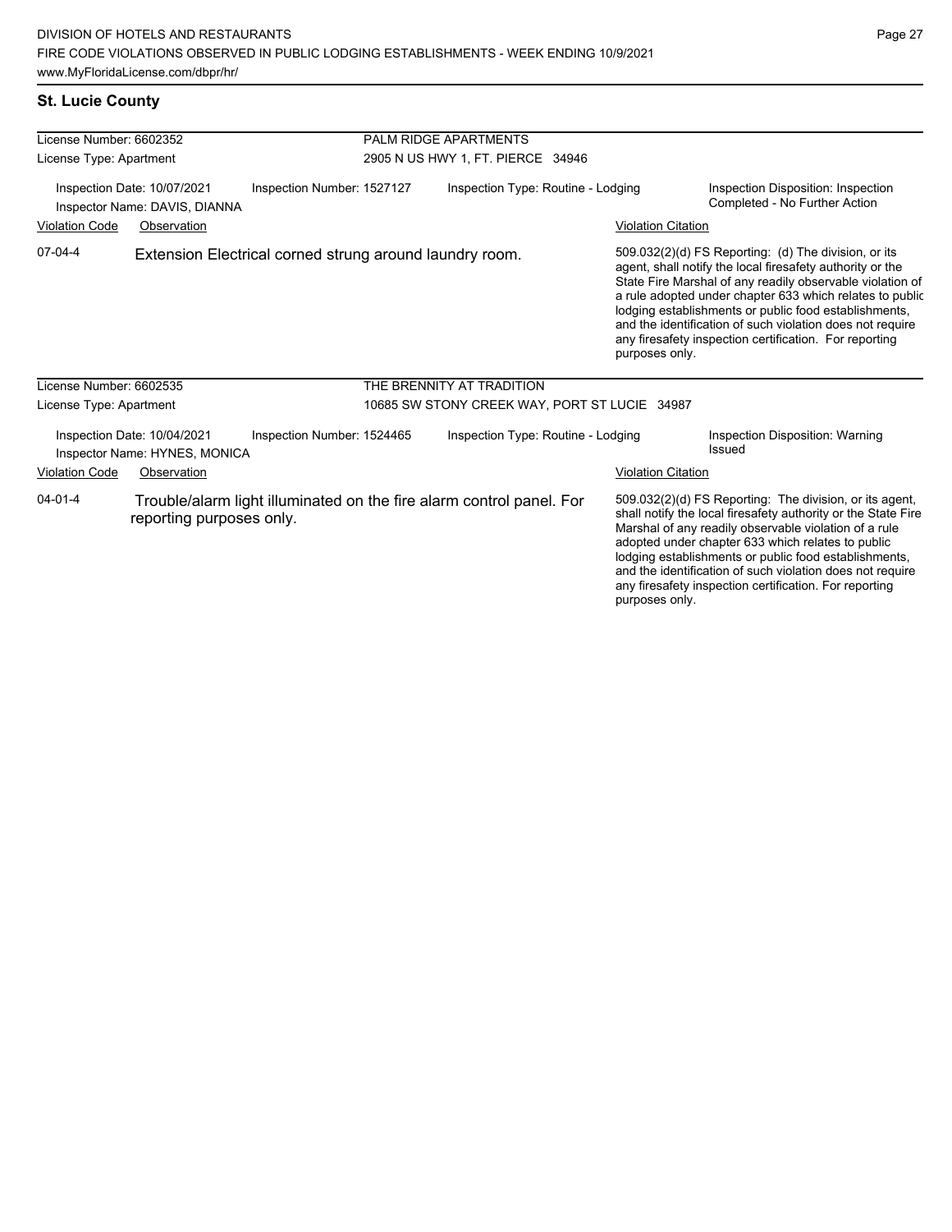## St. Lucie County

| License Number: 6602352 | | PALM RIDGE APARTMENTS | |
|---|---|---|---|
| License Type: Apartment | | 2905 N US HWY 1, FT. PIERCE 34946 | |
| Inspection Date: 10/07/2021<br>Inspector Name: DAVIS, DIANNA | Inspection Number: 1527127 | Inspection Type: Routine - Lodging | Inspection Disposition: Inspection Completed - No Further Action |

| Violation Code | Observation | Violation Citation |
|---|---|---|
| 07-04-4 | Extension Electrical corned strung around laundry room. | 509.032(2)(d) FS Reporting: (d) The division, or its agent, shall notify the local firesafety authority or the State Fire Marshal of any readily observable violation of a rule adopted under chapter 633 which relates to public lodging establishments or public food establishments, and the identification of such violation does not require any firesafety inspection certification. For reporting purposes only. |

| License Number: 6602535 | | THE BRENNITY AT TRADITION | |
|---|---|---|---|
| License Type: Apartment | | 10685 SW STONY CREEK WAY, PORT ST LUCIE 34987 | |
| Inspection Date: 10/04/2021<br>Inspector Name: HYNES, MONICA | Inspection Number: 1524465 | Inspection Type: Routine - Lodging | Inspection Disposition: Warning Issued |

| Violation Code | Observation | Violation Citation |
|---|---|---|
| 04-01-4 | Trouble/alarm light illuminated on the fire alarm control panel. For reporting purposes only. | 509.032(2)(d) FS Reporting: The division, or its agent, shall notify the local firesafety authority or the State Fire Marshal of any readily observable violation of a rule adopted under chapter 633 which relates to public lodging establishments or public food establishments, and the identification of such violation does not require any firesafety inspection certification. For reporting purposes only. |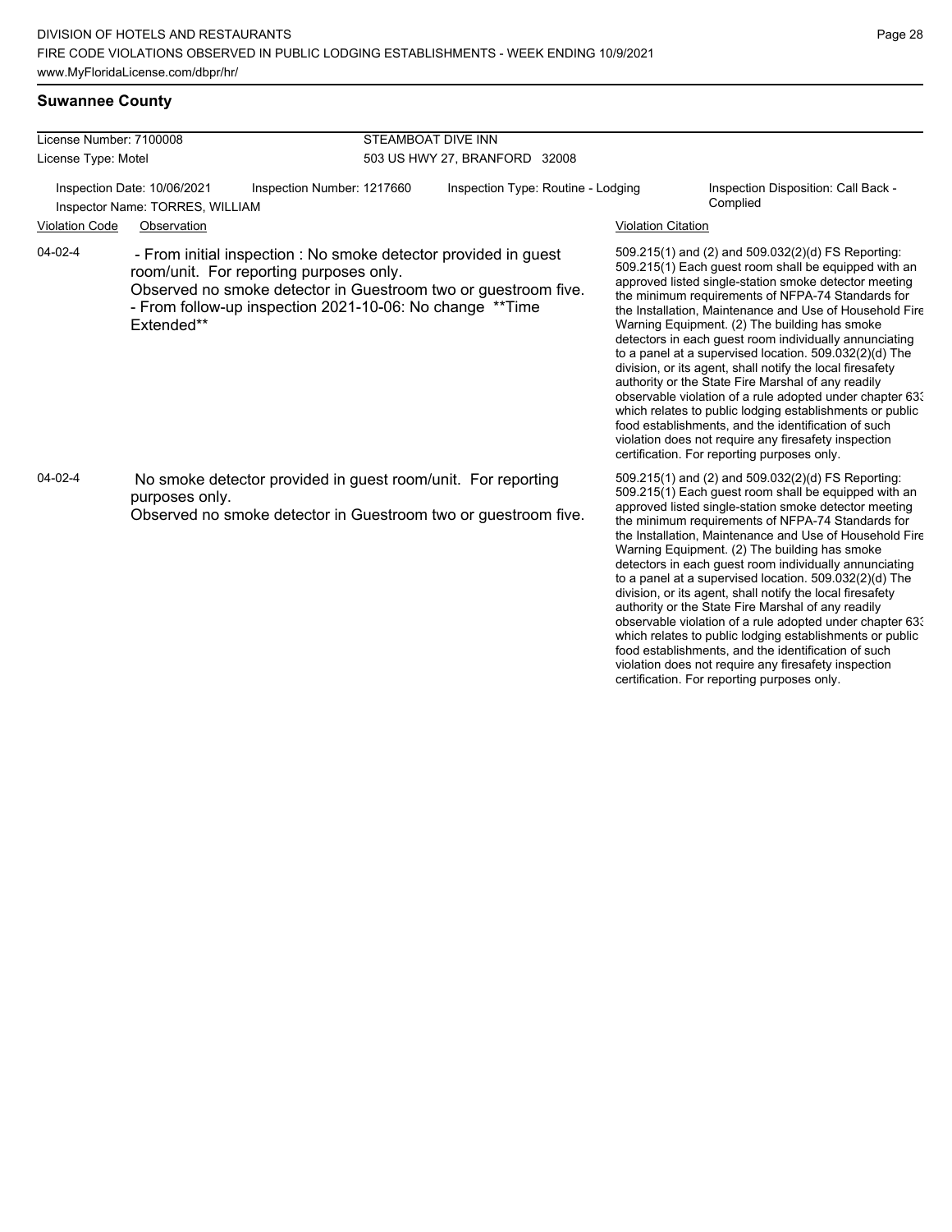## Suwannee County

License Number: 7100008
License Type: Motel

STEAMBOAT DIVE INN
503 US HWY 27, BRANFORD 32008

Inspection Date: 10/06/2021 | Inspection Number: 1217660 | Inspection Type: Routine - Lodging | Inspection Disposition: Call Back - Complied
Inspector Name: TORRES, WILLIAM

| Violation Code | Observation | Violation Citation |
|---|---|---|
| 04-02-4 | - From initial inspection : No smoke detector provided in guest room/unit. For reporting purposes only. Observed no smoke detector in Guestroom two or guestroom five. - From follow-up inspection 2021-10-06: No change **Time Extended** | 509.215(1) and (2) and 509.032(2)(d) FS Reporting: 509.215(1) Each guest room shall be equipped with an approved listed single-station smoke detector meeting the minimum requirements of NFPA-74 Standards for the Installation, Maintenance and Use of Household Fire Warning Equipment. (2) The building has smoke detectors in each guest room individually annunciating to a panel at a supervised location. 509.032(2)(d) The division, or its agent, shall notify the local firesafety authority or the State Fire Marshal of any readily observable violation of a rule adopted under chapter 633 which relates to public lodging establishments or public food establishments, and the identification of such violation does not require any firesafety inspection certification. For reporting purposes only. |
| 04-02-4 | No smoke detector provided in guest room/unit. For reporting purposes only. Observed no smoke detector in Guestroom two or guestroom five. | 509.215(1) and (2) and 509.032(2)(d) FS Reporting: 509.215(1) Each guest room shall be equipped with an approved listed single-station smoke detector meeting the minimum requirements of NFPA-74 Standards for the Installation, Maintenance and Use of Household Fire Warning Equipment. (2) The building has smoke detectors in each guest room individually annunciating to a panel at a supervised location. 509.032(2)(d) The division, or its agent, shall notify the local firesafety authority or the State Fire Marshal of any readily observable violation of a rule adopted under chapter 633 which relates to public lodging establishments or public food establishments, and the identification of such violation does not require any firesafety inspection certification. For reporting purposes only. |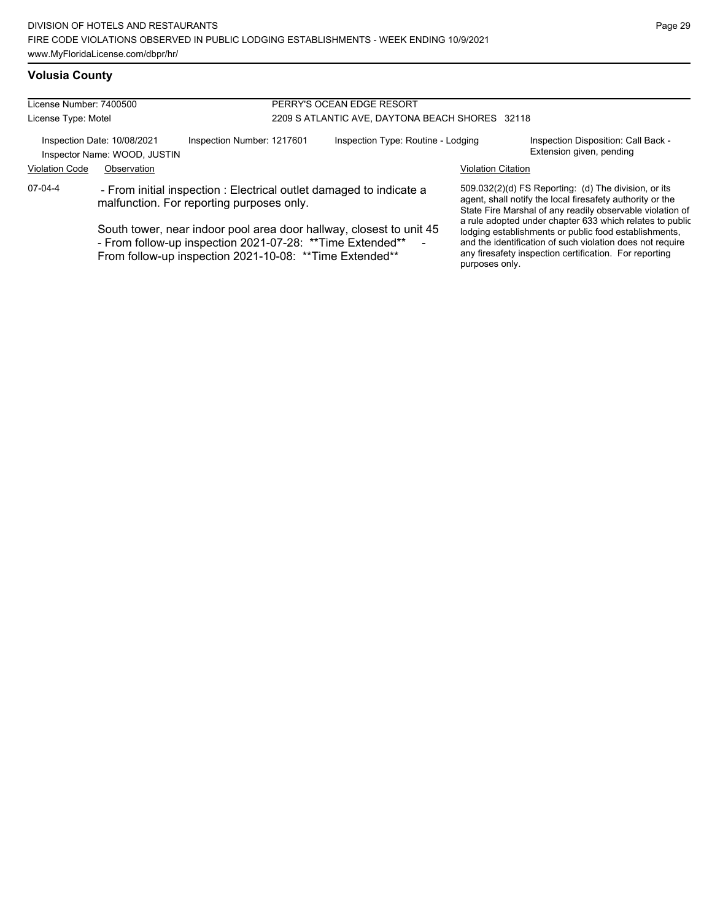## Volusia County

License Number: 7400500
License Type: Motel

PERRY'S OCEAN EDGE RESORT
2209 S ATLANTIC AVE, DAYTONA BEACH SHORES 32118

Inspection Date: 10/08/2021
Inspector Name: WOOD, JUSTIN
Inspection Number: 1217601
Inspection Type: Routine - Lodging
Inspection Disposition: Call Back - Extension given, pending

| Violation Code | Observation | Violation Citation |
| --- | --- | --- |
| 07-04-4 | - From initial inspection : Electrical outlet damaged to indicate a malfunction. For reporting purposes only. South tower, near indoor pool area door hallway, closest to unit 45 - From follow-up inspection 2021-07-28: **Time Extended** - From follow-up inspection 2021-10-08: **Time Extended** | 509.032(2)(d) FS Reporting: (d) The division, or its agent, shall notify the local firesafety authority or the State Fire Marshal of any readily observable violation of a rule adopted under chapter 633 which relates to public lodging establishments or public food establishments, and the identification of such violation does not require any firesafety inspection certification. For reporting purposes only. |